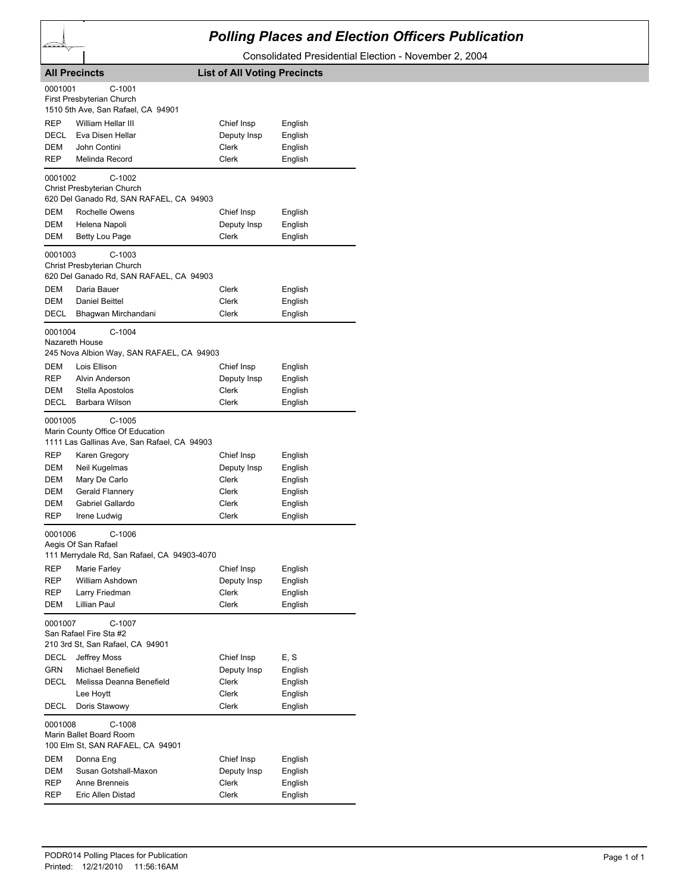# Polling Places and Election Officers Publication

Consolidated Presidential Election - November 2, 2004

**All Precincts** **List of All Voting Precincts**

0001001 C-1001
First Presbyterian Church
1510 5th Ave, San Rafael, CA 94901

| | | | |
|---|---|---|---|
| REP | William Hellar III | Chief Insp | English |
| DECL | Eva Disen Hellar | Deputy Insp | English |
| DEM | John Contini | Clerk | English |
| REP | Melinda Record | Clerk | English |

0001002 C-1002
Christ Presbyterian Church
620 Del Ganado Rd, SAN RAFAEL, CA 94903

| | | | |
|---|---|---|---|
| DEM | Rochelle Owens | Chief Insp | English |
| DEM | Helena Napoli | Deputy Insp | English |
| DEM | Betty Lou Page | Clerk | English |

0001003 C-1003
Christ Presbyterian Church
620 Del Ganado Rd, SAN RAFAEL, CA 94903

| | | | |
|---|---|---|---|
| DEM | Daria Bauer | Clerk | English |
| DEM | Daniel Beittel | Clerk | English |
| DECL | Bhagwan Mirchandani | Clerk | English |

0001004 C-1004
Nazareth House
245 Nova Albion Way, SAN RAFAEL, CA 94903

| | | | |
|---|---|---|---|
| DEM | Lois Ellison | Chief Insp | English |
| REP | Alvin Anderson | Deputy Insp | English |
| DEM | Stella Apostolos | Clerk | English |
| DECL | Barbara Wilson | Clerk | English |

0001005 C-1005
Marin County Office Of Education
1111 Las Gallinas Ave, San Rafael, CA 94903

| | | | |
|---|---|---|---|
| REP | Karen Gregory | Chief Insp | English |
| DEM | Neil Kugelmas | Deputy Insp | English |
| DEM | Mary De Carlo | Clerk | English |
| DEM | Gerald Flannery | Clerk | English |
| DEM | Gabriel Gallardo | Clerk | English |
| REP | Irene Ludwig | Clerk | English |

0001006 C-1006
Aegis Of San Rafael
111 Merrydale Rd, San Rafael, CA 94903-4070

| | | | |
|---|---|---|---|
| REP | Marie Farley | Chief Insp | English |
| REP | William Ashdown | Deputy Insp | English |
| REP | Larry Friedman | Clerk | English |
| DEM | Lillian Paul | Clerk | English |

0001007 C-1007
San Rafael Fire Sta #2
210 3rd St, San Rafael, CA 94901

| | | | |
|---|---|---|---|
| DECL | Jeffrey Moss | Chief Insp | E, S |
| GRN | Michael Benefield | Deputy Insp | English |
| DECL | Melissa Deanna Benefield | Clerk | English |
| | Lee Hoytt | Clerk | English |
| DECL | Doris Stawowy | Clerk | English |

0001008 C-1008
Marin Ballet Board Room
100 Elm St, SAN RAFAEL, CA 94901

| | | | |
|---|---|---|---|
| DEM | Donna Eng | Chief Insp | English |
| DEM | Susan Gotshall-Maxon | Deputy Insp | English |
| REP | Anne Brenneis | Clerk | English |
| REP | Eric Allen Distad | Clerk | English |

PODR014 Polling Places for Publication
Printed: 12/21/2010 11:56:16AM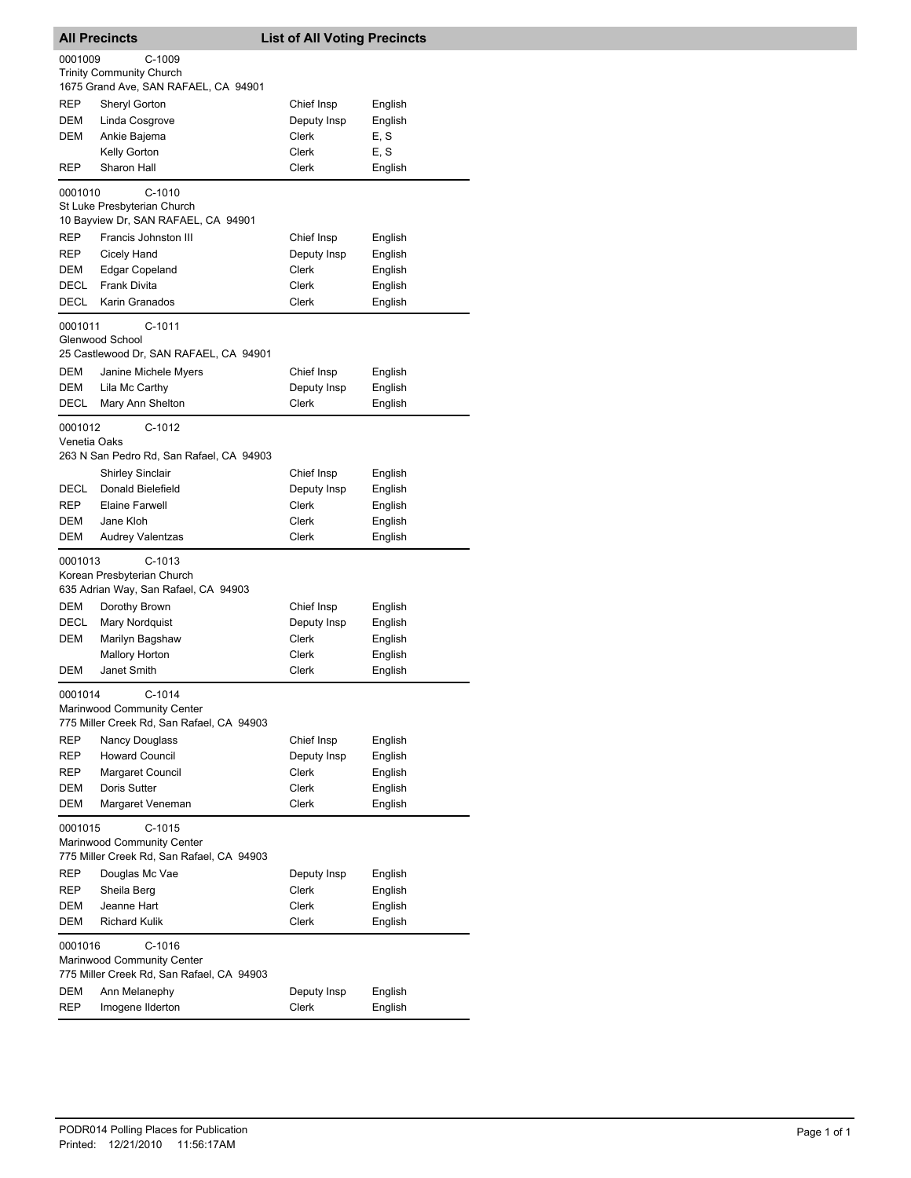## All Precincts — List of All Voting Precincts

**0001009** C-1009
Trinity Community Church
1675 Grand Ave, SAN RAFAEL, CA 94901

| Party | Name | Position | Language |
|---|---|---|---|
| REP | Sheryl Gorton | Chief Insp | English |
| DEM | Linda Cosgrove | Deputy Insp | English |
| DEM | Ankie Bajema | Clerk | E, S |
| | Kelly Gorton | Clerk | E, S |
| REP | Sharon Hall | Clerk | English |

**0001010** C-1010
St Luke Presbyterian Church
10 Bayview Dr, SAN RAFAEL, CA 94901

| Party | Name | Position | Language |
|---|---|---|---|
| REP | Francis Johnston III | Chief Insp | English |
| REP | Cicely Hand | Deputy Insp | English |
| DEM | Edgar Copeland | Clerk | English |
| DECL | Frank Divita | Clerk | English |
| DECL | Karin Granados | Clerk | English |

**0001011** C-1011
Glenwood School
25 Castlewood Dr, SAN RAFAEL, CA 94901

| Party | Name | Position | Language |
|---|---|---|---|
| DEM | Janine Michele Myers | Chief Insp | English |
| DEM | Lila Mc Carthy | Deputy Insp | English |
| DECL | Mary Ann Shelton | Clerk | English |

**0001012** C-1012
Venetia Oaks
263 N San Pedro Rd, San Rafael, CA 94903

| Party | Name | Position | Language |
|---|---|---|---|
| | Shirley Sinclair | Chief Insp | English |
| DECL | Donald Bielefield | Deputy Insp | English |
| REP | Elaine Farwell | Clerk | English |
| DEM | Jane Kloh | Clerk | English |
| DEM | Audrey Valentzas | Clerk | English |

**0001013** C-1013
Korean Presbyterian Church
635 Adrian Way, San Rafael, CA 94903

| Party | Name | Position | Language |
|---|---|---|---|
| DEM | Dorothy Brown | Chief Insp | English |
| DECL | Mary Nordquist | Deputy Insp | English |
| DEM | Marilyn Bagshaw | Clerk | English |
| | Mallory Horton | Clerk | English |
| DEM | Janet Smith | Clerk | English |

**0001014** C-1014
Marinwood Community Center
775 Miller Creek Rd, San Rafael, CA 94903

| Party | Name | Position | Language |
|---|---|---|---|
| REP | Nancy Douglass | Chief Insp | English |
| REP | Howard Council | Deputy Insp | English |
| REP | Margaret Council | Clerk | English |
| DEM | Doris Sutter | Clerk | English |
| DEM | Margaret Veneman | Clerk | English |

**0001015** C-1015
Marinwood Community Center
775 Miller Creek Rd, San Rafael, CA 94903

| Party | Name | Position | Language |
|---|---|---|---|
| REP | Douglas Mc Vae | Deputy Insp | English |
| REP | Sheila Berg | Clerk | English |
| DEM | Jeanne Hart | Clerk | English |
| DEM | Richard Kulik | Clerk | English |

**0001016** C-1016
Marinwood Community Center
775 Miller Creek Rd, San Rafael, CA 94903

| Party | Name | Position | Language |
|---|---|---|---|
| DEM | Ann Melanephy | Deputy Insp | English |
| REP | Imogene Ilderton | Clerk | English |

PODR014 Polling Places for Publication
Printed: 12/21/2010 11:56:17AM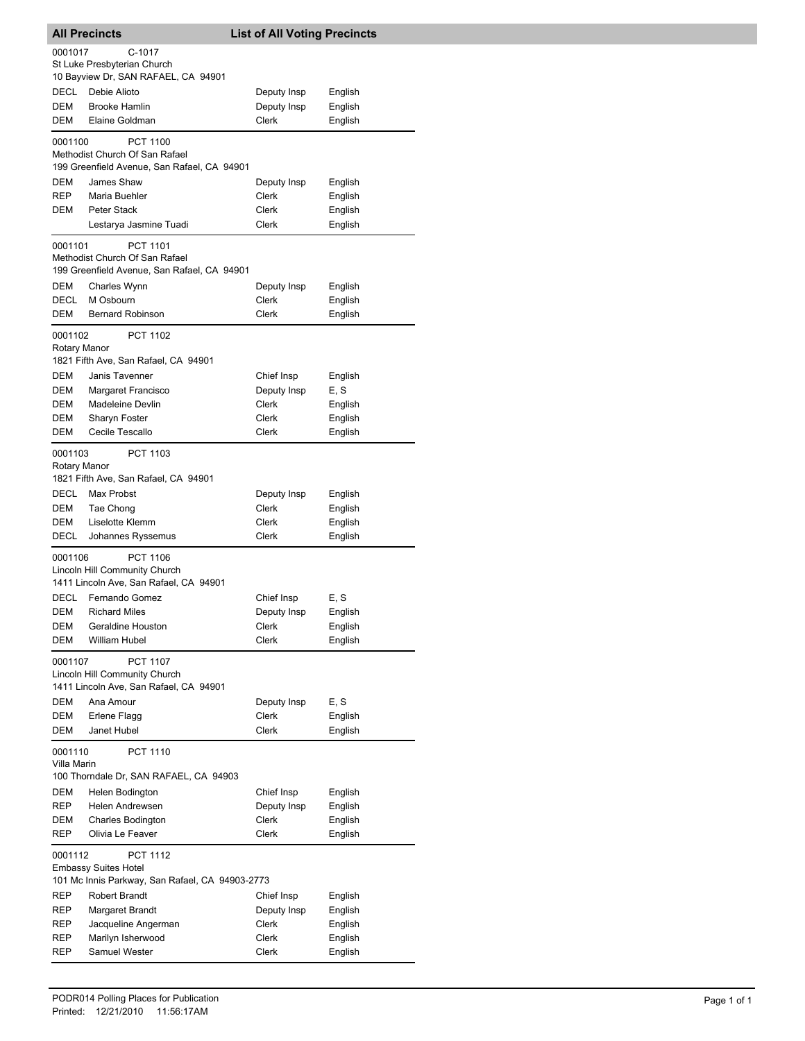## All Precincts — List of All Voting Precincts

**0001017 — C-1017**
St Luke Presbyterian Church
10 Bayview Dr, SAN RAFAEL, CA 94901

| | | | |
|---|---|---|---|
| DECL | Debie Alioto | Deputy Insp | English |
| DEM | Brooke Hamlin | Deputy Insp | English |
| DEM | Elaine Goldman | Clerk | English |

**0001100 — PCT 1100**
Methodist Church Of San Rafael
199 Greenfield Avenue, San Rafael, CA 94901

| | | | |
|---|---|---|---|
| DEM | James Shaw | Deputy Insp | English |
| REP | Maria Buehler | Clerk | English |
| DEM | Peter Stack | Clerk | English |
| | Lestarya Jasmine Tuadi | Clerk | English |

**0001101 — PCT 1101**
Methodist Church Of San Rafael
199 Greenfield Avenue, San Rafael, CA 94901

| | | | |
|---|---|---|---|
| DEM | Charles Wynn | Deputy Insp | English |
| DECL | M Osbourn | Clerk | English |
| DEM | Bernard Robinson | Clerk | English |

**0001102 — PCT 1102**
Rotary Manor
1821 Fifth Ave, San Rafael, CA 94901

| | | | |
|---|---|---|---|
| DEM | Janis Tavenner | Chief Insp | English |
| DEM | Margaret Francisco | Deputy Insp | E, S |
| DEM | Madeleine Devlin | Clerk | English |
| DEM | Sharyn Foster | Clerk | English |
| DEM | Cecile Tescallo | Clerk | English |

**0001103 — PCT 1103**
Rotary Manor
1821 Fifth Ave, San Rafael, CA 94901

| | | | |
|---|---|---|---|
| DECL | Max Probst | Deputy Insp | English |
| DEM | Tae Chong | Clerk | English |
| DEM | Liselotte Klemm | Clerk | English |
| DECL | Johannes Ryssemus | Clerk | English |

**0001106 — PCT 1106**
Lincoln Hill Community Church
1411 Lincoln Ave, San Rafael, CA 94901

| | | | |
|---|---|---|---|
| DECL | Fernando Gomez | Chief Insp | E, S |
| DEM | Richard Miles | Deputy Insp | English |
| DEM | Geraldine Houston | Clerk | English |
| DEM | William Hubel | Clerk | English |

**0001107 — PCT 1107**
Lincoln Hill Community Church
1411 Lincoln Ave, San Rafael, CA 94901

| | | | |
|---|---|---|---|
| DEM | Ana Amour | Deputy Insp | E, S |
| DEM | Erlene Flagg | Clerk | English |
| DEM | Janet Hubel | Clerk | English |

**0001110 — PCT 1110**
Villa Marin
100 Thorndale Dr, SAN RAFAEL, CA 94903

| | | | |
|---|---|---|---|
| DEM | Helen Bodington | Chief Insp | English |
| REP | Helen Andrewsen | Deputy Insp | English |
| DEM | Charles Bodington | Clerk | English |
| REP | Olivia Le Feaver | Clerk | English |

**0001112 — PCT 1112**
Embassy Suites Hotel
101 Mc Innis Parkway, San Rafael, CA 94903-2773

| | | | |
|---|---|---|---|
| REP | Robert Brandt | Chief Insp | English |
| REP | Margaret Brandt | Deputy Insp | English |
| REP | Jacqueline Angerman | Clerk | English |
| REP | Marilyn Isherwood | Clerk | English |
| REP | Samuel Wester | Clerk | English |

PODR014 Polling Places for Publication
Printed: 12/21/2010 11:56:17AM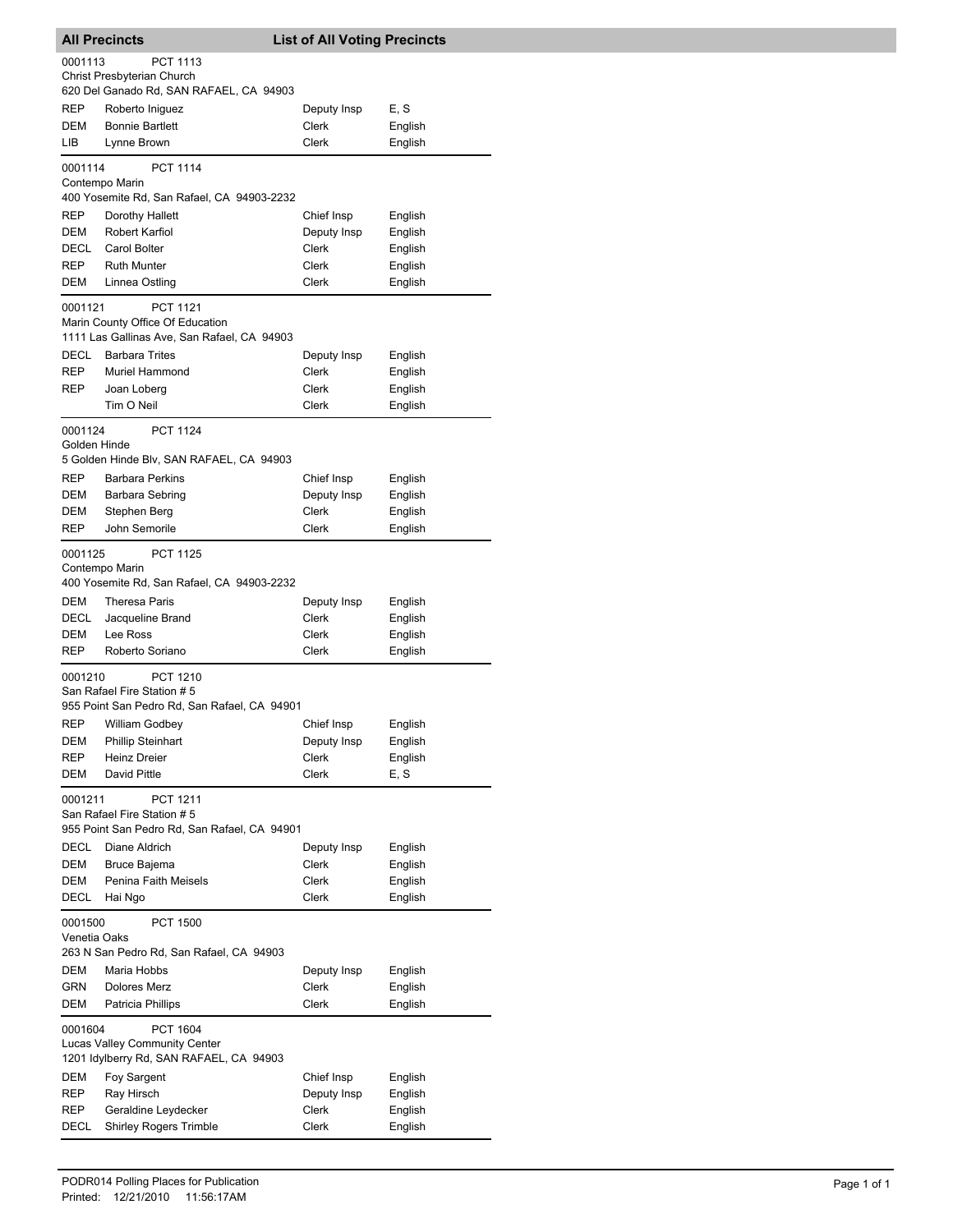## All Precincts — List of All Voting Precincts

**0001113 — PCT 1113**
Christ Presbyterian Church
620 Del Ganado Rd, SAN RAFAEL, CA 94903

| Party | Name | Position | Language |
|---|---|---|---|
| REP | Roberto Iniguez | Deputy Insp | E, S |
| DEM | Bonnie Bartlett | Clerk | English |
| LIB | Lynne Brown | Clerk | English |

**0001114 — PCT 1114**
Contempo Marin
400 Yosemite Rd, San Rafael, CA 94903-2232

| Party | Name | Position | Language |
|---|---|---|---|
| REP | Dorothy Hallett | Chief Insp | English |
| DEM | Robert Karfiol | Deputy Insp | English |
| DECL | Carol Bolter | Clerk | English |
| REP | Ruth Munter | Clerk | English |
| DEM | Linnea Ostling | Clerk | English |

**0001121 — PCT 1121**
Marin County Office Of Education
1111 Las Gallinas Ave, San Rafael, CA 94903

| Party | Name | Position | Language |
|---|---|---|---|
| DECL | Barbara Trites | Deputy Insp | English |
| REP | Muriel Hammond | Clerk | English |
| REP | Joan Loberg | Clerk | English |
| | Tim O Neil | Clerk | English |

**0001124 — PCT 1124**
Golden Hinde
5 Golden Hinde Blv, SAN RAFAEL, CA 94903

| Party | Name | Position | Language |
|---|---|---|---|
| REP | Barbara Perkins | Chief Insp | English |
| DEM | Barbara Sebring | Deputy Insp | English |
| DEM | Stephen Berg | Clerk | English |
| REP | John Semorile | Clerk | English |

**0001125 — PCT 1125**
Contempo Marin
400 Yosemite Rd, San Rafael, CA 94903-2232

| Party | Name | Position | Language |
|---|---|---|---|
| DEM | Theresa Paris | Deputy Insp | English |
| DECL | Jacqueline Brand | Clerk | English |
| DEM | Lee Ross | Clerk | English |
| REP | Roberto Soriano | Clerk | English |

**0001210 — PCT 1210**
San Rafael Fire Station # 5
955 Point San Pedro Rd, San Rafael, CA 94901

| Party | Name | Position | Language |
|---|---|---|---|
| REP | William Godbey | Chief Insp | English |
| DEM | Phillip Steinhart | Deputy Insp | English |
| REP | Heinz Dreier | Clerk | English |
| DEM | David Pittle | Clerk | E, S |

**0001211 — PCT 1211**
San Rafael Fire Station # 5
955 Point San Pedro Rd, San Rafael, CA 94901

| Party | Name | Position | Language |
|---|---|---|---|
| DECL | Diane Aldrich | Deputy Insp | English |
| DEM | Bruce Bajema | Clerk | English |
| DEM | Penina Faith Meisels | Clerk | English |
| DECL | Hai Ngo | Clerk | English |

**0001500 — PCT 1500**
Venetia Oaks
263 N San Pedro Rd, San Rafael, CA 94903

| Party | Name | Position | Language |
|---|---|---|---|
| DEM | Maria Hobbs | Deputy Insp | English |
| GRN | Dolores Merz | Clerk | English |
| DEM | Patricia Phillips | Clerk | English |

**0001604 — PCT 1604**
Lucas Valley Community Center
1201 Idylberry Rd, SAN RAFAEL, CA 94903

| Party | Name | Position | Language |
|---|---|---|---|
| DEM | Foy Sargent | Chief Insp | English |
| REP | Ray Hirsch | Deputy Insp | English |
| REP | Geraldine Leydecker | Clerk | English |
| DECL | Shirley Rogers Trimble | Clerk | English |

PODR014 Polling Places for Publication
Printed: 12/21/2010 11:56:17AM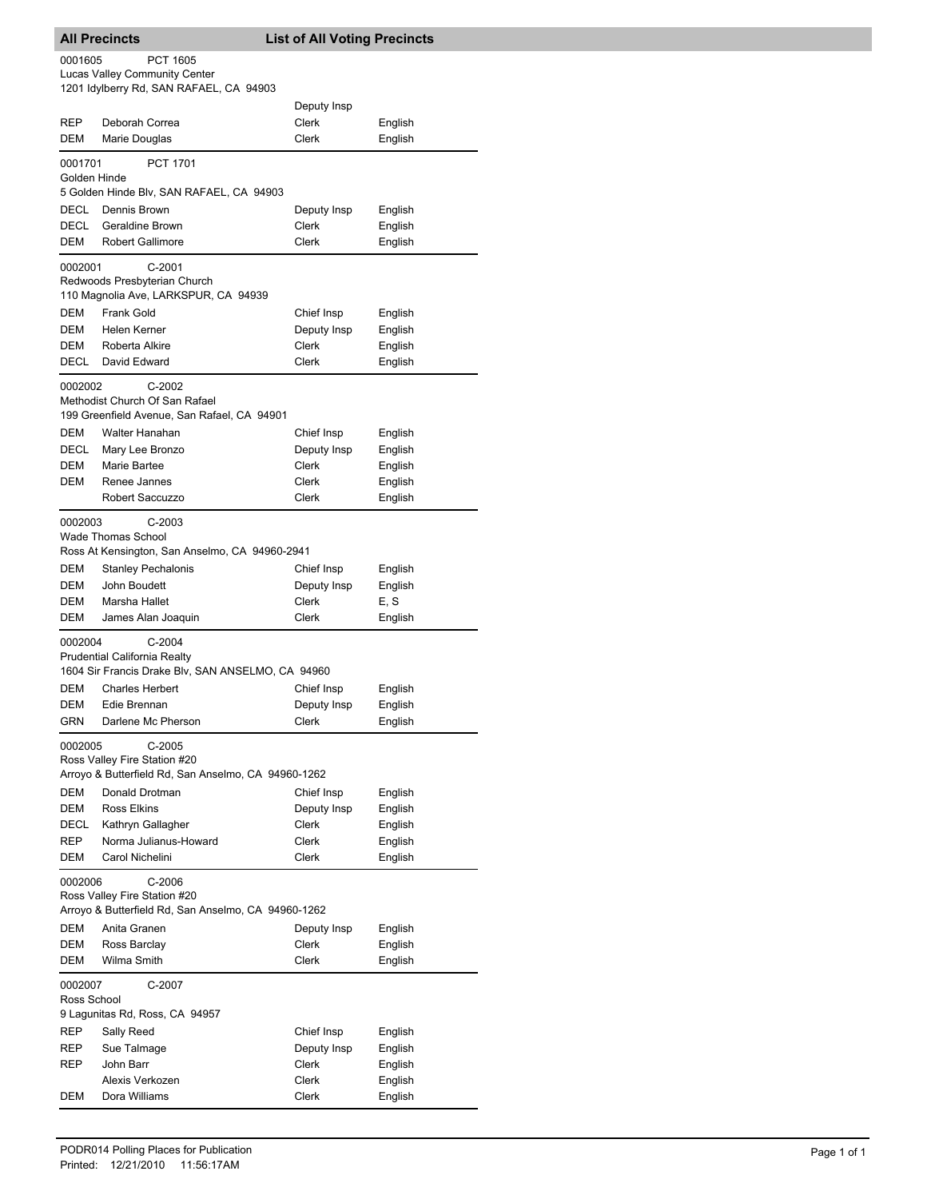## All Precincts — List of All Voting Precincts

0001605 PCT 1605
Lucas Valley Community Center
1201 Idylberry Rd, SAN RAFAEL, CA 94903

| | | | |
|---|---|---|---|
| | | Deputy Insp | |
| REP | Deborah Correa | Clerk | English |
| DEM | Marie Douglas | Clerk | English |

0001701 PCT 1701
Golden Hinde
5 Golden Hinde Blv, SAN RAFAEL, CA 94903

| | | | |
|---|---|---|---|
| DECL | Dennis Brown | Deputy Insp | English |
| DECL | Geraldine Brown | Clerk | English |
| DEM | Robert Gallimore | Clerk | English |

0002001 C-2001
Redwoods Presbyterian Church
110 Magnolia Ave, LARKSPUR, CA 94939

| | | | |
|---|---|---|---|
| DEM | Frank Gold | Chief Insp | English |
| DEM | Helen Kerner | Deputy Insp | English |
| DEM | Roberta Alkire | Clerk | English |
| DECL | David Edward | Clerk | English |

0002002 C-2002
Methodist Church Of San Rafael
199 Greenfield Avenue, San Rafael, CA 94901

| | | | |
|---|---|---|---|
| DEM | Walter Hanahan | Chief Insp | English |
| DECL | Mary Lee Bronzo | Deputy Insp | English |
| DEM | Marie Bartee | Clerk | English |
| DEM | Renee Jannes | Clerk | English |
| | Robert Saccuzzo | Clerk | English |

0002003 C-2003
Wade Thomas School
Ross At Kensington, San Anselmo, CA 94960-2941

| | | | |
|---|---|---|---|
| DEM | Stanley Pechalonis | Chief Insp | English |
| DEM | John Boudett | Deputy Insp | English |
| DEM | Marsha Hallet | Clerk | E, S |
| DEM | James Alan Joaquin | Clerk | English |

0002004 C-2004
Prudential California Realty
1604 Sir Francis Drake Blv, SAN ANSELMO, CA 94960

| | | | |
|---|---|---|---|
| DEM | Charles Herbert | Chief Insp | English |
| DEM | Edie Brennan | Deputy Insp | English |
| GRN | Darlene Mc Pherson | Clerk | English |

0002005 C-2005
Ross Valley Fire Station #20
Arroyo & Butterfield Rd, San Anselmo, CA 94960-1262

| | | | |
|---|---|---|---|
| DEM | Donald Drotman | Chief Insp | English |
| DEM | Ross Elkins | Deputy Insp | English |
| DECL | Kathryn Gallagher | Clerk | English |
| REP | Norma Julianus-Howard | Clerk | English |
| DEM | Carol Nichelini | Clerk | English |

0002006 C-2006
Ross Valley Fire Station #20
Arroyo & Butterfield Rd, San Anselmo, CA 94960-1262

| | | | |
|---|---|---|---|
| DEM | Anita Granen | Deputy Insp | English |
| DEM | Ross Barclay | Clerk | English |
| DEM | Wilma Smith | Clerk | English |

0002007 C-2007
Ross School
9 Lagunitas Rd, Ross, CA 94957

| | | | |
|---|---|---|---|
| REP | Sally Reed | Chief Insp | English |
| REP | Sue Talmage | Deputy Insp | English |
| REP | John Barr | Clerk | English |
| | Alexis Verkozen | Clerk | English |
| DEM | Dora Williams | Clerk | English |

PODR014 Polling Places for Publication
Printed: 12/21/2010 11:56:17AM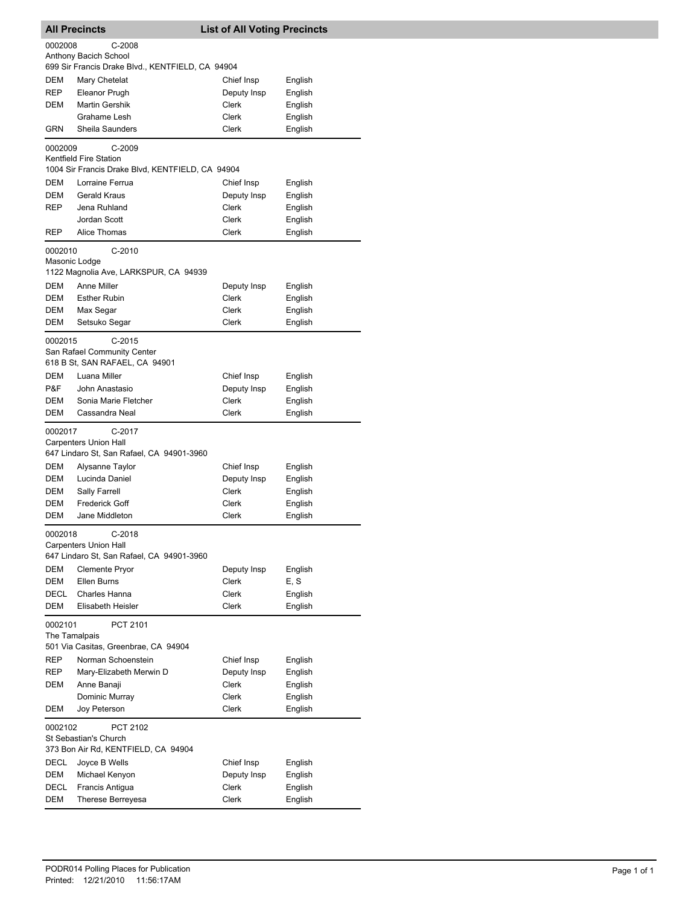## All Precincts — List of All Voting Precincts

**0002008 — C-2008**
Anthony Bacich School
699 Sir Francis Drake Blvd., KENTFIELD, CA 94904

| Party | Name | Position | Language |
|---|---|---|---|
| DEM | Mary Chetelat | Chief Insp | English |
| REP | Eleanor Prugh | Deputy Insp | English |
| DEM | Martin Gershik | Clerk | English |
| | Grahame Lesh | Clerk | English |
| GRN | Sheila Saunders | Clerk | English |

**0002009 — C-2009**
Kentfield Fire Station
1004 Sir Francis Drake Blvd, KENTFIELD, CA 94904

| Party | Name | Position | Language |
|---|---|---|---|
| DEM | Lorraine Ferrua | Chief Insp | English |
| DEM | Gerald Kraus | Deputy Insp | English |
| REP | Jena Ruhland | Clerk | English |
| | Jordan Scott | Clerk | English |
| REP | Alice Thomas | Clerk | English |

**0002010 — C-2010**
Masonic Lodge
1122 Magnolia Ave, LARKSPUR, CA 94939

| Party | Name | Position | Language |
|---|---|---|---|
| DEM | Anne Miller | Deputy Insp | English |
| DEM | Esther Rubin | Clerk | English |
| DEM | Max Segar | Clerk | English |
| DEM | Setsuko Segar | Clerk | English |

**0002015 — C-2015**
San Rafael Community Center
618 B St, SAN RAFAEL, CA 94901

| Party | Name | Position | Language |
|---|---|---|---|
| DEM | Luana Miller | Chief Insp | English |
| P&F | John Anastasio | Deputy Insp | English |
| DEM | Sonia Marie Fletcher | Clerk | English |
| DEM | Cassandra Neal | Clerk | English |

**0002017 — C-2017**
Carpenters Union Hall
647 Lindaro St, San Rafael, CA 94901-3960

| Party | Name | Position | Language |
|---|---|---|---|
| DEM | Alysanne Taylor | Chief Insp | English |
| DEM | Lucinda Daniel | Deputy Insp | English |
| DEM | Sally Farrell | Clerk | English |
| DEM | Frederick Goff | Clerk | English |
| DEM | Jane Middleton | Clerk | English |

**0002018 — C-2018**
Carpenters Union Hall
647 Lindaro St, San Rafael, CA 94901-3960

| Party | Name | Position | Language |
|---|---|---|---|
| DEM | Clemente Pryor | Deputy Insp | English |
| DEM | Ellen Burns | Clerk | E, S |
| DECL | Charles Hanna | Clerk | English |
| DEM | Elisabeth Heisler | Clerk | English |

**0002101 — PCT 2101**
The Tamalpais
501 Via Casitas, Greenbrae, CA 94904

| Party | Name | Position | Language |
|---|---|---|---|
| REP | Norman Schoenstein | Chief Insp | English |
| REP | Mary-Elizabeth Merwin D | Deputy Insp | English |
| DEM | Anne Banaji | Clerk | English |
| | Dominic Murray | Clerk | English |
| DEM | Joy Peterson | Clerk | English |

**0002102 — PCT 2102**
St Sebastian's Church
373 Bon Air Rd, KENTFIELD, CA 94904

| Party | Name | Position | Language |
|---|---|---|---|
| DECL | Joyce B Wells | Chief Insp | English |
| DEM | Michael Kenyon | Deputy Insp | English |
| DECL | Francis Antigua | Clerk | English |
| DEM | Therese Berreyesa | Clerk | English |

PODR014 Polling Places for Publication
Printed: 12/21/2010 11:56:17AM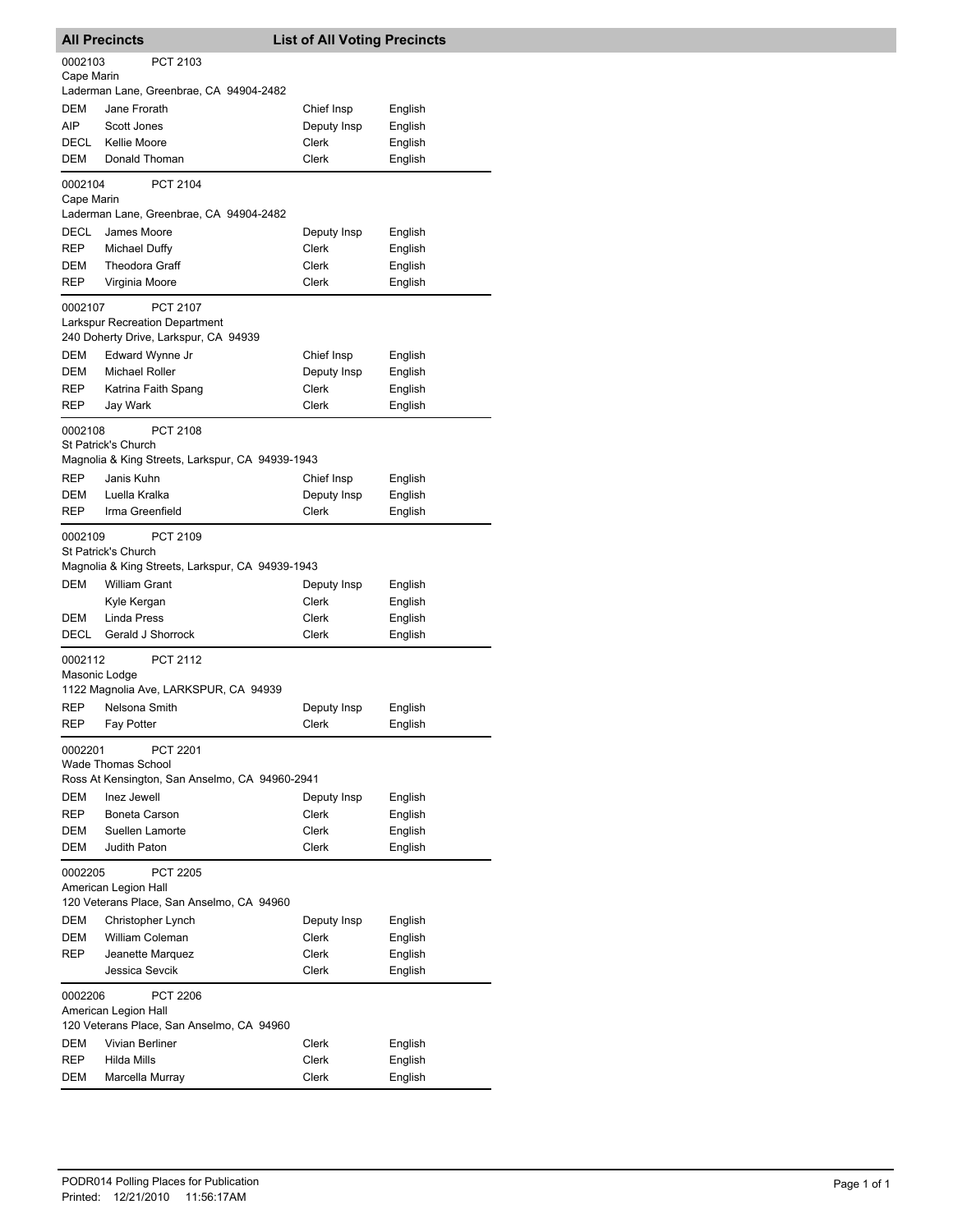## All Precincts — List of All Voting Precincts

**0002103** PCT 2103
Cape Marin
Laderman Lane, Greenbrae, CA 94904-2482

| | | | |
|---|---|---|---|
| DEM | Jane Frorath | Chief Insp | English |
| AIP | Scott Jones | Deputy Insp | English |
| DECL | Kellie Moore | Clerk | English |
| DEM | Donald Thoman | Clerk | English |

**0002104** PCT 2104
Cape Marin
Laderman Lane, Greenbrae, CA 94904-2482

| | | | |
|---|---|---|---|
| DECL | James Moore | Deputy Insp | English |
| REP | Michael Duffy | Clerk | English |
| DEM | Theodora Graff | Clerk | English |
| REP | Virginia Moore | Clerk | English |

**0002107** PCT 2107
Larkspur Recreation Department
240 Doherty Drive, Larkspur, CA 94939

| | | | |
|---|---|---|---|
| DEM | Edward Wynne Jr | Chief Insp | English |
| DEM | Michael Roller | Deputy Insp | English |
| REP | Katrina Faith Spang | Clerk | English |
| REP | Jay Wark | Clerk | English |

**0002108** PCT 2108
St Patrick's Church
Magnolia & King Streets, Larkspur, CA 94939-1943

| | | | |
|---|---|---|---|
| REP | Janis Kuhn | Chief Insp | English |
| DEM | Luella Kralka | Deputy Insp | English |
| REP | Irma Greenfield | Clerk | English |

**0002109** PCT 2109
St Patrick's Church
Magnolia & King Streets, Larkspur, CA 94939-1943

| | | | |
|---|---|---|---|
| DEM | William Grant | Deputy Insp | English |
| | Kyle Kergan | Clerk | English |
| DEM | Linda Press | Clerk | English |
| DECL | Gerald J Shorrock | Clerk | English |

**0002112** PCT 2112
Masonic Lodge
1122 Magnolia Ave, LARKSPUR, CA 94939

| | | | |
|---|---|---|---|
| REP | Nelsona Smith | Deputy Insp | English |
| REP | Fay Potter | Clerk | English |

**0002201** PCT 2201
Wade Thomas School
Ross At Kensington, San Anselmo, CA 94960-2941

| | | | |
|---|---|---|---|
| DEM | Inez Jewell | Deputy Insp | English |
| REP | Boneta Carson | Clerk | English |
| DEM | Suellen Lamorte | Clerk | English |
| DEM | Judith Paton | Clerk | English |

**0002205** PCT 2205
American Legion Hall
120 Veterans Place, San Anselmo, CA 94960

| | | | |
|---|---|---|---|
| DEM | Christopher Lynch | Deputy Insp | English |
| DEM | William Coleman | Clerk | English |
| REP | Jeanette Marquez | Clerk | English |
| | Jessica Sevcik | Clerk | English |

**0002206** PCT 2206
American Legion Hall
120 Veterans Place, San Anselmo, CA 94960

| | | | |
|---|---|---|---|
| DEM | Vivian Berliner | Clerk | English |
| REP | Hilda Mills | Clerk | English |
| DEM | Marcella Murray | Clerk | English |

PODR014 Polling Places for Publication
Printed: 12/21/2010 11:56:17AM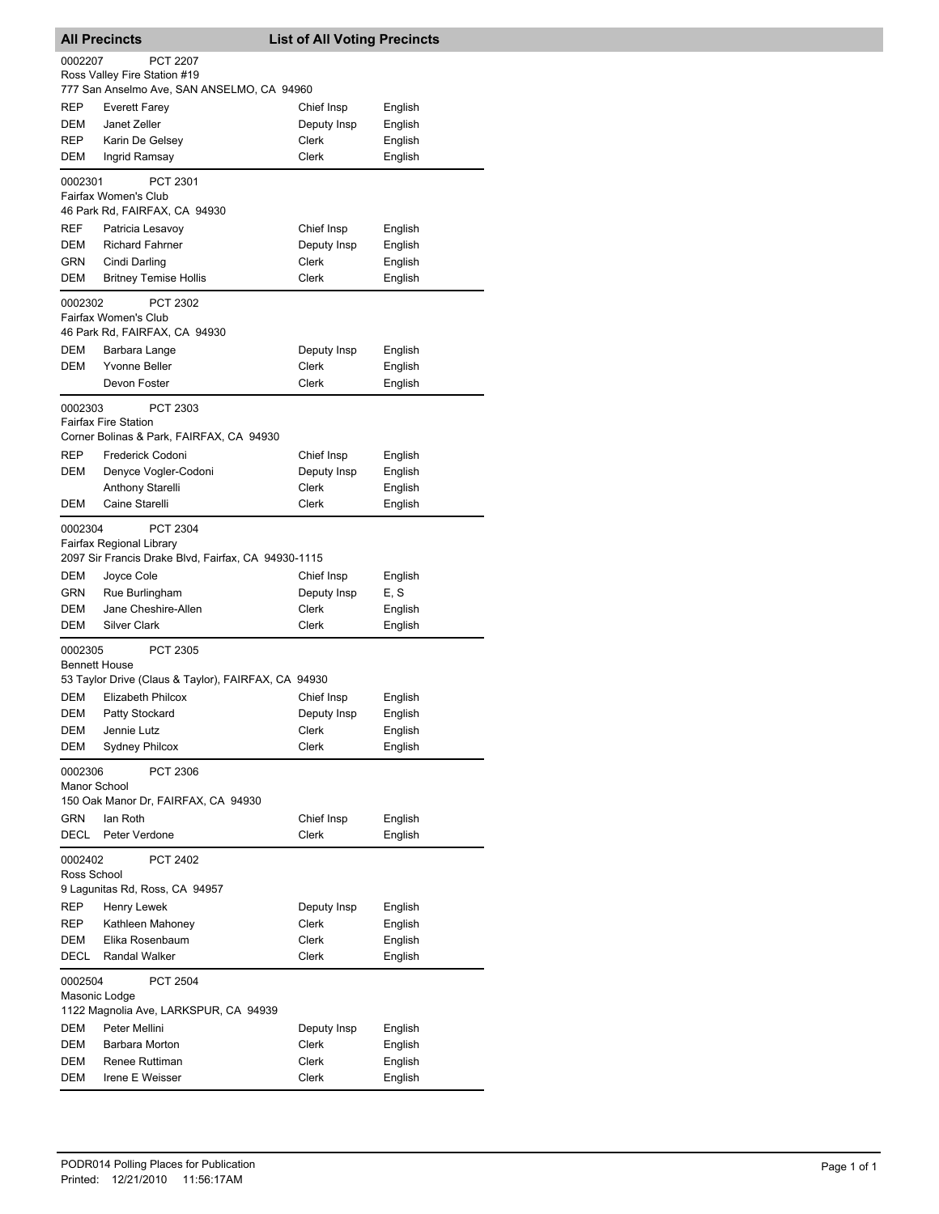## All Precincts — List of All Voting Precincts

**0002207 — PCT 2207**
Ross Valley Fire Station #19
777 San Anselmo Ave, SAN ANSELMO, CA 94960

| Party | Name | Position | Language |
|---|---|---|---|
| REP | Everett Farey | Chief Insp | English |
| DEM | Janet Zeller | Deputy Insp | English |
| REP | Karin De Gelsey | Clerk | English |
| DEM | Ingrid Ramsay | Clerk | English |

**0002301 — PCT 2301**
Fairfax Women's Club
46 Park Rd, FAIRFAX, CA 94930

| Party | Name | Position | Language |
|---|---|---|---|
| REF | Patricia Lesavoy | Chief Insp | English |
| DEM | Richard Fahrner | Deputy Insp | English |
| GRN | Cindi Darling | Clerk | English |
| DEM | Britney Temise Hollis | Clerk | English |

**0002302 — PCT 2302**
Fairfax Women's Club
46 Park Rd, FAIRFAX, CA 94930

| Party | Name | Position | Language |
|---|---|---|---|
| DEM | Barbara Lange | Deputy Insp | English |
| DEM | Yvonne Beller | Clerk | English |
| | Devon Foster | Clerk | English |

**0002303 — PCT 2303**
Fairfax Fire Station
Corner Bolinas & Park, FAIRFAX, CA 94930

| Party | Name | Position | Language |
|---|---|---|---|
| REP | Frederick Codoni | Chief Insp | English |
| DEM | Denyce Vogler-Codoni | Deputy Insp | English |
| | Anthony Starelli | Clerk | English |
| DEM | Caine Starelli | Clerk | English |

**0002304 — PCT 2304**
Fairfax Regional Library
2097 Sir Francis Drake Blvd, Fairfax, CA 94930-1115

| Party | Name | Position | Language |
|---|---|---|---|
| DEM | Joyce Cole | Chief Insp | English |
| GRN | Rue Burlingham | Deputy Insp | E, S |
| DEM | Jane Cheshire-Allen | Clerk | English |
| DEM | Silver Clark | Clerk | English |

**0002305 — PCT 2305**
Bennett House
53 Taylor Drive (Claus & Taylor), FAIRFAX, CA 94930

| Party | Name | Position | Language |
|---|---|---|---|
| DEM | Elizabeth Philcox | Chief Insp | English |
| DEM | Patty Stockard | Deputy Insp | English |
| DEM | Jennie Lutz | Clerk | English |
| DEM | Sydney Philcox | Clerk | English |

**0002306 — PCT 2306**
Manor School
150 Oak Manor Dr, FAIRFAX, CA 94930

| Party | Name | Position | Language |
|---|---|---|---|
| GRN | Ian Roth | Chief Insp | English |
| DECL | Peter Verdone | Clerk | English |

**0002402 — PCT 2402**
Ross School
9 Lagunitas Rd, Ross, CA 94957

| Party | Name | Position | Language |
|---|---|---|---|
| REP | Henry Lewek | Deputy Insp | English |
| REP | Kathleen Mahoney | Clerk | English |
| DEM | Elika Rosenbaum | Clerk | English |
| DECL | Randal Walker | Clerk | English |

**0002504 — PCT 2504**
Masonic Lodge
1122 Magnolia Ave, LARKSPUR, CA 94939

| Party | Name | Position | Language |
|---|---|---|---|
| DEM | Peter Mellini | Deputy Insp | English |
| DEM | Barbara Morton | Clerk | English |
| DEM | Renee Ruttiman | Clerk | English |
| DEM | Irene E Weisser | Clerk | English |

PODR014 Polling Places for Publication
Printed: 12/21/2010 11:56:17AM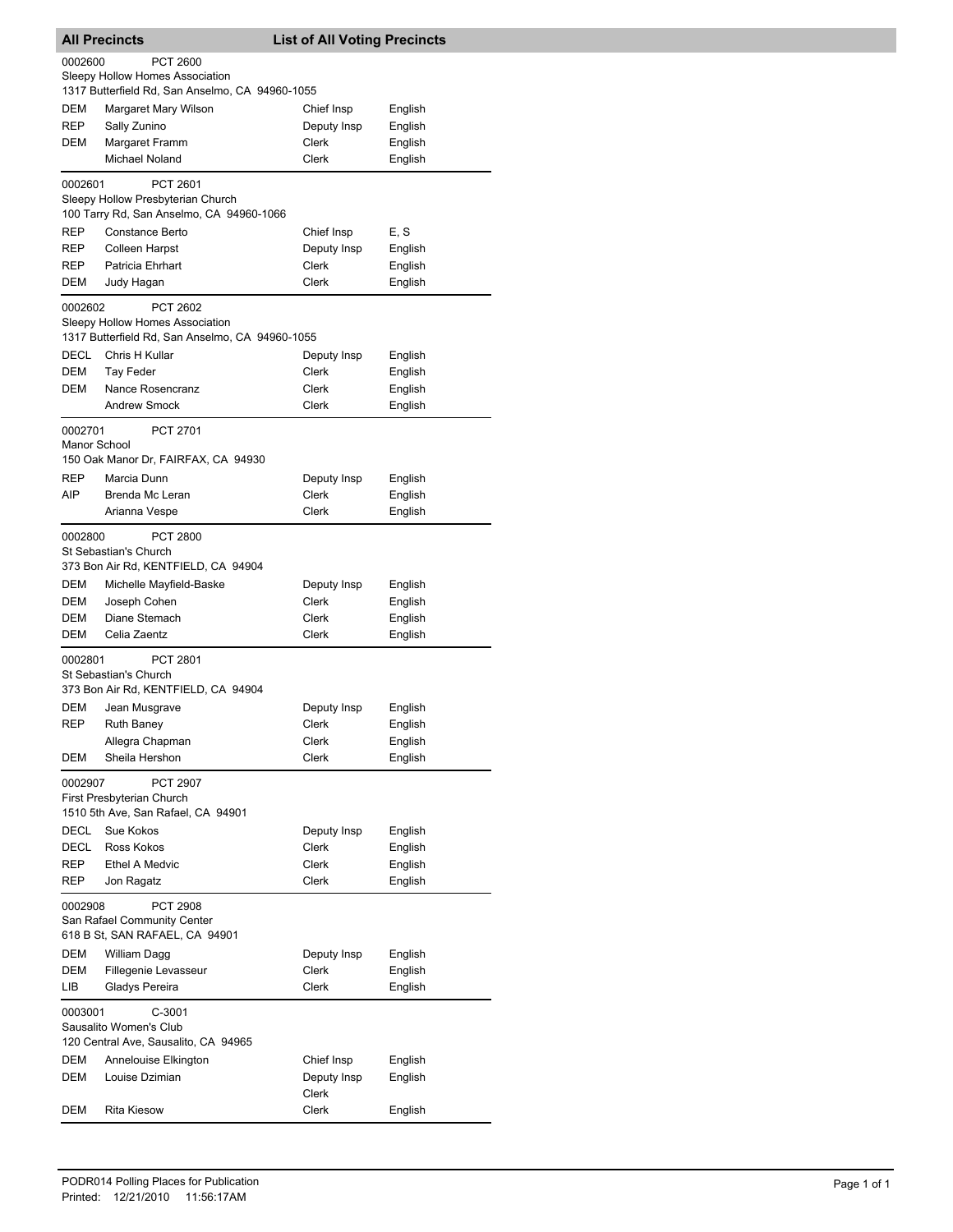## All Precincts — List of All Voting Precincts

**0002600** PCT 2600
Sleepy Hollow Homes Association
1317 Butterfield Rd, San Anselmo, CA 94960-1055

| Party | Name | Position | Language |
|---|---|---|---|
| DEM | Margaret Mary Wilson | Chief Insp | English |
| REP | Sally Zunino | Deputy Insp | English |
| DEM | Margaret Framm | Clerk | English |
| | Michael Noland | Clerk | English |

**0002601** PCT 2601
Sleepy Hollow Presbyterian Church
100 Tarry Rd, San Anselmo, CA 94960-1066

| Party | Name | Position | Language |
|---|---|---|---|
| REP | Constance Berto | Chief Insp | E, S |
| REP | Colleen Harpst | Deputy Insp | English |
| REP | Patricia Ehrhart | Clerk | English |
| DEM | Judy Hagan | Clerk | English |

**0002602** PCT 2602
Sleepy Hollow Homes Association
1317 Butterfield Rd, San Anselmo, CA 94960-1055

| Party | Name | Position | Language |
|---|---|---|---|
| DECL | Chris H Kullar | Deputy Insp | English |
| DEM | Tay Feder | Clerk | English |
| DEM | Nance Rosencranz | Clerk | English |
| | Andrew Smock | Clerk | English |

**0002701** PCT 2701
Manor School
150 Oak Manor Dr, FAIRFAX, CA 94930

| Party | Name | Position | Language |
|---|---|---|---|
| REP | Marcia Dunn | Deputy Insp | English |
| AIP | Brenda Mc Leran | Clerk | English |
| | Arianna Vespe | Clerk | English |

**0002800** PCT 2800
St Sebastian's Church
373 Bon Air Rd, KENTFIELD, CA 94904

| Party | Name | Position | Language |
|---|---|---|---|
| DEM | Michelle Mayfield-Baske | Deputy Insp | English |
| DEM | Joseph Cohen | Clerk | English |
| DEM | Diane Stemach | Clerk | English |
| DEM | Celia Zaentz | Clerk | English |

**0002801** PCT 2801
St Sebastian's Church
373 Bon Air Rd, KENTFIELD, CA 94904

| Party | Name | Position | Language |
|---|---|---|---|
| DEM | Jean Musgrave | Deputy Insp | English |
| REP | Ruth Baney | Clerk | English |
| | Allegra Chapman | Clerk | English |
| DEM | Sheila Hershon | Clerk | English |

**0002907** PCT 2907
First Presbyterian Church
1510 5th Ave, San Rafael, CA 94901

| Party | Name | Position | Language |
|---|---|---|---|
| DECL | Sue Kokos | Deputy Insp | English |
| DECL | Ross Kokos | Clerk | English |
| REP | Ethel A Medvic | Clerk | English |
| REP | Jon Ragatz | Clerk | English |

**0002908** PCT 2908
San Rafael Community Center
618 B St, SAN RAFAEL, CA 94901

| Party | Name | Position | Language |
|---|---|---|---|
| DEM | William Dagg | Deputy Insp | English |
| DEM | Fillegenie Levasseur | Clerk | English |
| LIB | Gladys Pereira | Clerk | English |

**0003001** C-3001
Sausalito Women's Club
120 Central Ave, Sausalito, CA 94965

| Party | Name | Position | Language |
|---|---|---|---|
| DEM | Annelouise Elkington | Chief Insp | English |
| DEM | Louise Dzimian | Deputy Insp | English |
| | | Clerk | |
| DEM | Rita Kiesow | Clerk | English |

PODR014 Polling Places for Publication
Printed: 12/21/2010 11:56:17AM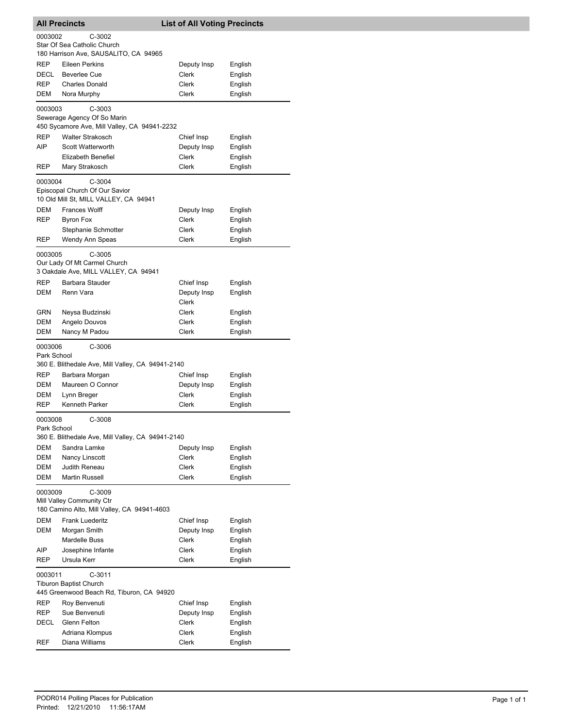## All Precincts — List of All Voting Precincts

**0003002 — C-3002**
Star Of Sea Catholic Church
180 Harrison Ave, SAUSALITO, CA 94965

| Party | Name | Position | Language |
|---|---|---|---|
| REP | Eileen Perkins | Deputy Insp | English |
| DECL | Beverlee Cue | Clerk | English |
| REP | Charles Donald | Clerk | English |
| DEM | Nora Murphy | Clerk | English |

**0003003 — C-3003**
Sewerage Agency Of So Marin
450 Sycamore Ave, Mill Valley, CA 94941-2232

| Party | Name | Position | Language |
|---|---|---|---|
| REP | Walter Strakosch | Chief Insp | English |
| AIP | Scott Watterworth | Deputy Insp | English |
| | Elizabeth Benefiel | Clerk | English |
| REP | Mary Strakosch | Clerk | English |

**0003004 — C-3004**
Episcopal Church Of Our Savior
10 Old Mill St, MILL VALLEY, CA 94941

| Party | Name | Position | Language |
|---|---|---|---|
| DEM | Frances Wolff | Deputy Insp | English |
| REP | Byron Fox | Clerk | English |
| | Stephanie Schmotter | Clerk | English |
| REP | Wendy Ann Speas | Clerk | English |

**0003005 — C-3005**
Our Lady Of Mt Carmel Church
3 Oakdale Ave, MILL VALLEY, CA 94941

| Party | Name | Position | Language |
|---|---|---|---|
| REP | Barbara Stauder | Chief Insp | English |
| DEM | Renn Vara | Deputy Insp | English |
| | | Clerk | |
| GRN | Neysa Budzinski | Clerk | English |
| DEM | Angelo Douvos | Clerk | English |
| DEM | Nancy M Padou | Clerk | English |

**0003006 — C-3006**
Park School
360 E. Blithedale Ave, Mill Valley, CA 94941-2140

| Party | Name | Position | Language |
|---|---|---|---|
| REP | Barbara Morgan | Chief Insp | English |
| DEM | Maureen O Connor | Deputy Insp | English |
| DEM | Lynn Breger | Clerk | English |
| REP | Kenneth Parker | Clerk | English |

**0003008 — C-3008**
Park School
360 E. Blithedale Ave, Mill Valley, CA 94941-2140

| Party | Name | Position | Language |
|---|---|---|---|
| DEM | Sandra Lamke | Deputy Insp | English |
| DEM | Nancy Linscott | Clerk | English |
| DEM | Judith Reneau | Clerk | English |
| DEM | Martin Russell | Clerk | English |

**0003009 — C-3009**
Mill Valley Community Ctr
180 Camino Alto, Mill Valley, CA 94941-4603

| Party | Name | Position | Language |
|---|---|---|---|
| DEM | Frank Luederitz | Chief Insp | English |
| DEM | Morgan Smith | Deputy Insp | English |
| | Mardelle Buss | Clerk | English |
| AIP | Josephine Infante | Clerk | English |
| REP | Ursula Kerr | Clerk | English |

**0003011 — C-3011**
Tiburon Baptist Church
445 Greenwood Beach Rd, Tiburon, CA 94920

| Party | Name | Position | Language |
|---|---|---|---|
| REP | Roy Benvenuti | Chief Insp | English |
| REP | Sue Benvenuti | Deputy Insp | English |
| DECL | Glenn Felton | Clerk | English |
| | Adriana Klompus | Clerk | English |
| REF | Diana Williams | Clerk | English |

PODR014 Polling Places for Publication
Printed: 12/21/2010 11:56:17AM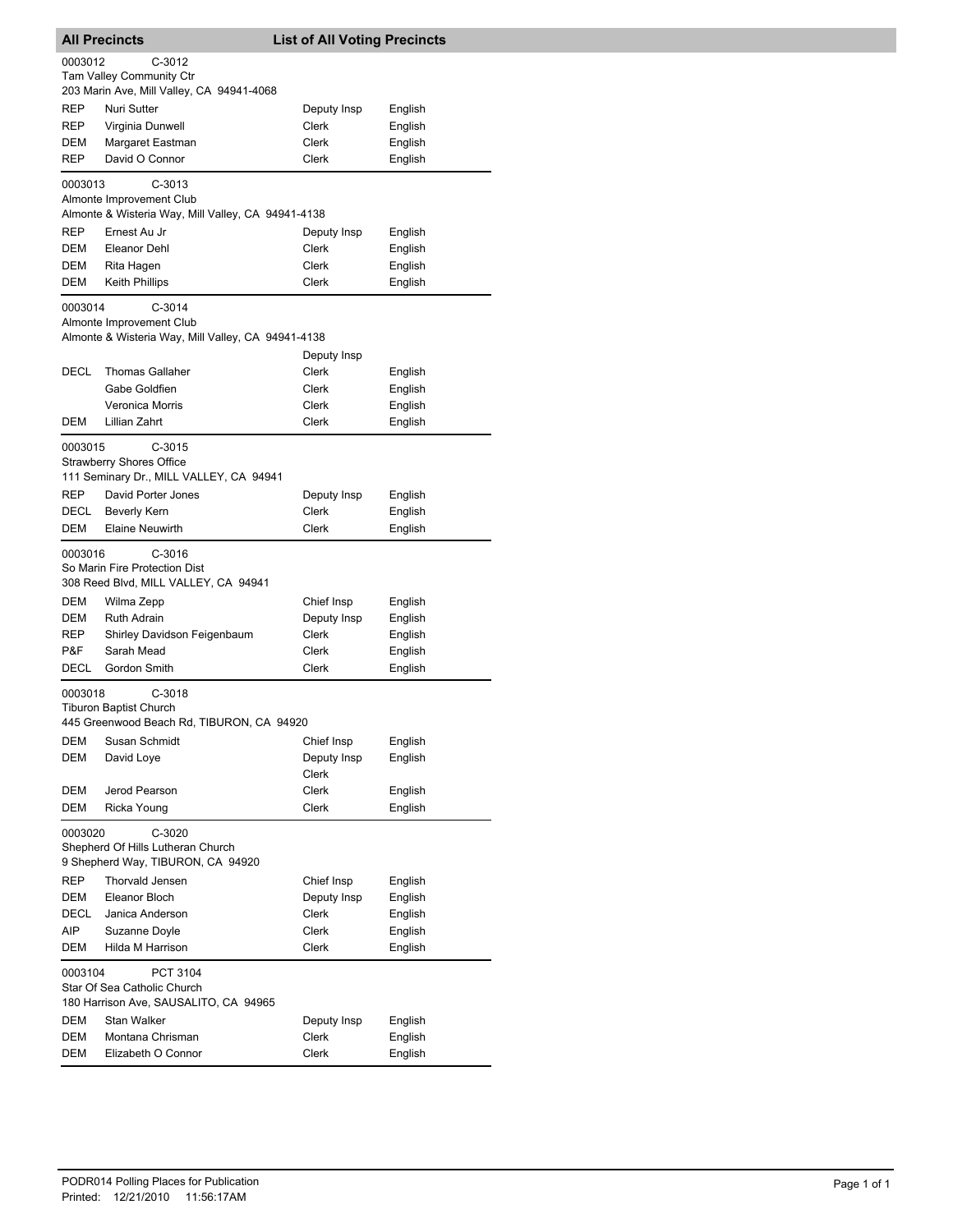## All Precincts — List of All Voting Precincts

**0003012** C-3012
Tam Valley Community Ctr
203 Marin Ave, Mill Valley, CA 94941-4068

| Party | Name | Position | Language |
|---|---|---|---|
| REP | Nuri Sutter | Deputy Insp | English |
| REP | Virginia Dunwell | Clerk | English |
| DEM | Margaret Eastman | Clerk | English |
| REP | David O Connor | Clerk | English |

**0003013** C-3013
Almonte Improvement Club
Almonte & Wisteria Way, Mill Valley, CA 94941-4138

| Party | Name | Position | Language |
|---|---|---|---|
| REP | Ernest Au Jr | Deputy Insp | English |
| DEM | Eleanor Dehl | Clerk | English |
| DEM | Rita Hagen | Clerk | English |
| DEM | Keith Phillips | Clerk | English |

**0003014** C-3014
Almonte Improvement Club
Almonte & Wisteria Way, Mill Valley, CA 94941-4138

| Party | Name | Position | Language |
|---|---|---|---|
| | | Deputy Insp | |
| DECL | Thomas Gallaher | Clerk | English |
| | Gabe Goldfien | Clerk | English |
| | Veronica Morris | Clerk | English |
| DEM | Lillian Zahrt | Clerk | English |

**0003015** C-3015
Strawberry Shores Office
111 Seminary Dr., MILL VALLEY, CA 94941

| Party | Name | Position | Language |
|---|---|---|---|
| REP | David Porter Jones | Deputy Insp | English |
| DECL | Beverly Kern | Clerk | English |
| DEM | Elaine Neuwirth | Clerk | English |

**0003016** C-3016
So Marin Fire Protection Dist
308 Reed Blvd, MILL VALLEY, CA 94941

| Party | Name | Position | Language |
|---|---|---|---|
| DEM | Wilma Zepp | Chief Insp | English |
| DEM | Ruth Adrain | Deputy Insp | English |
| REP | Shirley Davidson Feigenbaum | Clerk | English |
| P&F | Sarah Mead | Clerk | English |
| DECL | Gordon Smith | Clerk | English |

**0003018** C-3018
Tiburon Baptist Church
445 Greenwood Beach Rd, TIBURON, CA 94920

| Party | Name | Position | Language |
|---|---|---|---|
| DEM | Susan Schmidt | Chief Insp | English |
| DEM | David Loye | Deputy Insp | English |
| | | Clerk | |
| DEM | Jerod Pearson | Clerk | English |
| DEM | Ricka Young | Clerk | English |

**0003020** C-3020
Shepherd Of Hills Lutheran Church
9 Shepherd Way, TIBURON, CA 94920

| Party | Name | Position | Language |
|---|---|---|---|
| REP | Thorvald Jensen | Chief Insp | English |
| DEM | Eleanor Bloch | Deputy Insp | English |
| DECL | Janica Anderson | Clerk | English |
| AIP | Suzanne Doyle | Clerk | English |
| DEM | Hilda M Harrison | Clerk | English |

**0003104** PCT 3104
Star Of Sea Catholic Church
180 Harrison Ave, SAUSALITO, CA 94965

| Party | Name | Position | Language |
|---|---|---|---|
| DEM | Stan Walker | Deputy Insp | English |
| DEM | Montana Chrisman | Clerk | English |
| DEM | Elizabeth O Connor | Clerk | English |

PODR014 Polling Places for Publication
Printed: 12/21/2010 11:56:17AM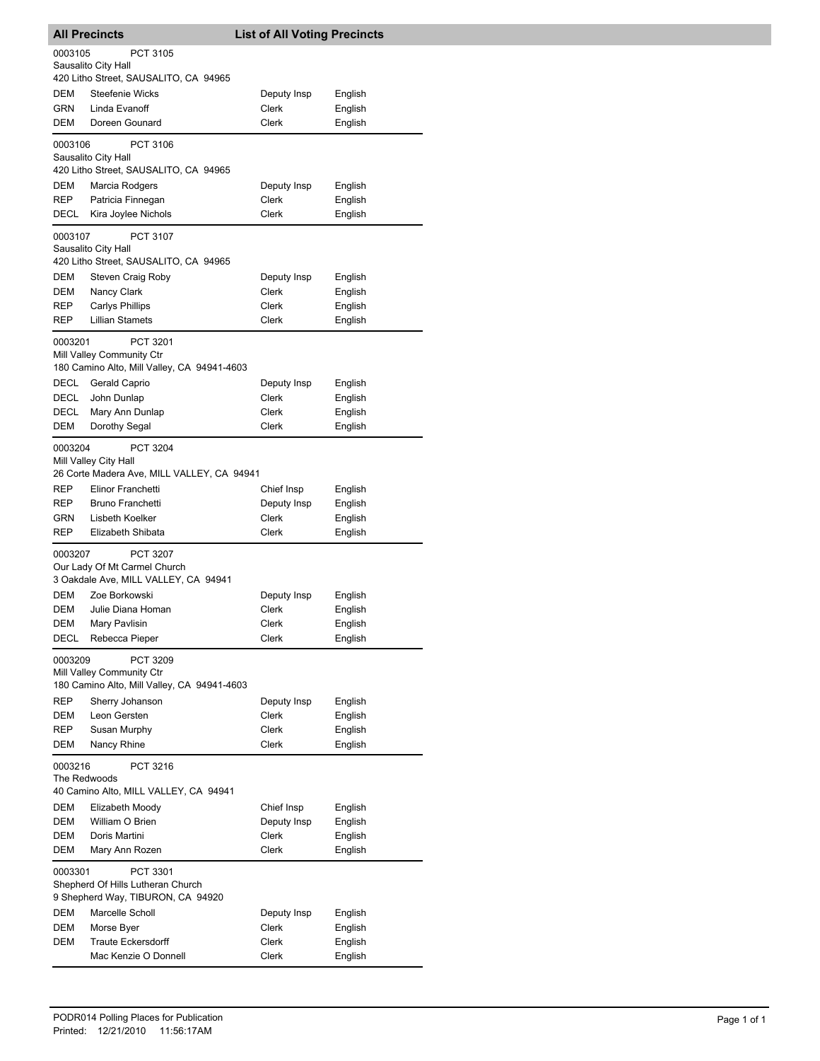## All Precincts — List of All Voting Precincts

**0003105** PCT 3105
Sausalito City Hall
420 Litho Street, SAUSALITO, CA 94965

| Party | Name | Position | Language |
|---|---|---|---|
| DEM | Steefenie Wicks | Deputy Insp | English |
| GRN | Linda Evanoff | Clerk | English |
| DEM | Doreen Gounard | Clerk | English |

**0003106** PCT 3106
Sausalito City Hall
420 Litho Street, SAUSALITO, CA 94965

| Party | Name | Position | Language |
|---|---|---|---|
| DEM | Marcia Rodgers | Deputy Insp | English |
| REP | Patricia Finnegan | Clerk | English |
| DECL | Kira Joylee Nichols | Clerk | English |

**0003107** PCT 3107
Sausalito City Hall
420 Litho Street, SAUSALITO, CA 94965

| Party | Name | Position | Language |
|---|---|---|---|
| DEM | Steven Craig Roby | Deputy Insp | English |
| DEM | Nancy Clark | Clerk | English |
| REP | Carlys Phillips | Clerk | English |
| REP | Lillian Stamets | Clerk | English |

**0003201** PCT 3201
Mill Valley Community Ctr
180 Camino Alto, Mill Valley, CA 94941-4603

| Party | Name | Position | Language |
|---|---|---|---|
| DECL | Gerald Caprio | Deputy Insp | English |
| DECL | John Dunlap | Clerk | English |
| DECL | Mary Ann Dunlap | Clerk | English |
| DEM | Dorothy Segal | Clerk | English |

**0003204** PCT 3204
Mill Valley City Hall
26 Corte Madera Ave, MILL VALLEY, CA 94941

| Party | Name | Position | Language |
|---|---|---|---|
| REP | Elinor Franchetti | Chief Insp | English |
| REP | Bruno Franchetti | Deputy Insp | English |
| GRN | Lisbeth Koelker | Clerk | English |
| REP | Elizabeth Shibata | Clerk | English |

**0003207** PCT 3207
Our Lady Of Mt Carmel Church
3 Oakdale Ave, MILL VALLEY, CA 94941

| Party | Name | Position | Language |
|---|---|---|---|
| DEM | Zoe Borkowski | Deputy Insp | English |
| DEM | Julie Diana Homan | Clerk | English |
| DEM | Mary Pavlisin | Clerk | English |
| DECL | Rebecca Pieper | Clerk | English |

**0003209** PCT 3209
Mill Valley Community Ctr
180 Camino Alto, Mill Valley, CA 94941-4603

| Party | Name | Position | Language |
|---|---|---|---|
| REP | Sherry Johanson | Deputy Insp | English |
| DEM | Leon Gersten | Clerk | English |
| REP | Susan Murphy | Clerk | English |
| DEM | Nancy Rhine | Clerk | English |

**0003216** PCT 3216
The Redwoods
40 Camino Alto, MILL VALLEY, CA 94941

| Party | Name | Position | Language |
|---|---|---|---|
| DEM | Elizabeth Moody | Chief Insp | English |
| DEM | William O Brien | Deputy Insp | English |
| DEM | Doris Martini | Clerk | English |
| DEM | Mary Ann Rozen | Clerk | English |

**0003301** PCT 3301
Shepherd Of Hills Lutheran Church
9 Shepherd Way, TIBURON, CA 94920

| Party | Name | Position | Language |
|---|---|---|---|
| DEM | Marcelle Scholl | Deputy Insp | English |
| DEM | Morse Byer | Clerk | English |
| DEM | Traute Eckersdorff | Clerk | English |
| | Mac Kenzie O Donnell | Clerk | English |

PODR014 Polling Places for Publication
Printed: 12/21/2010 11:56:17AM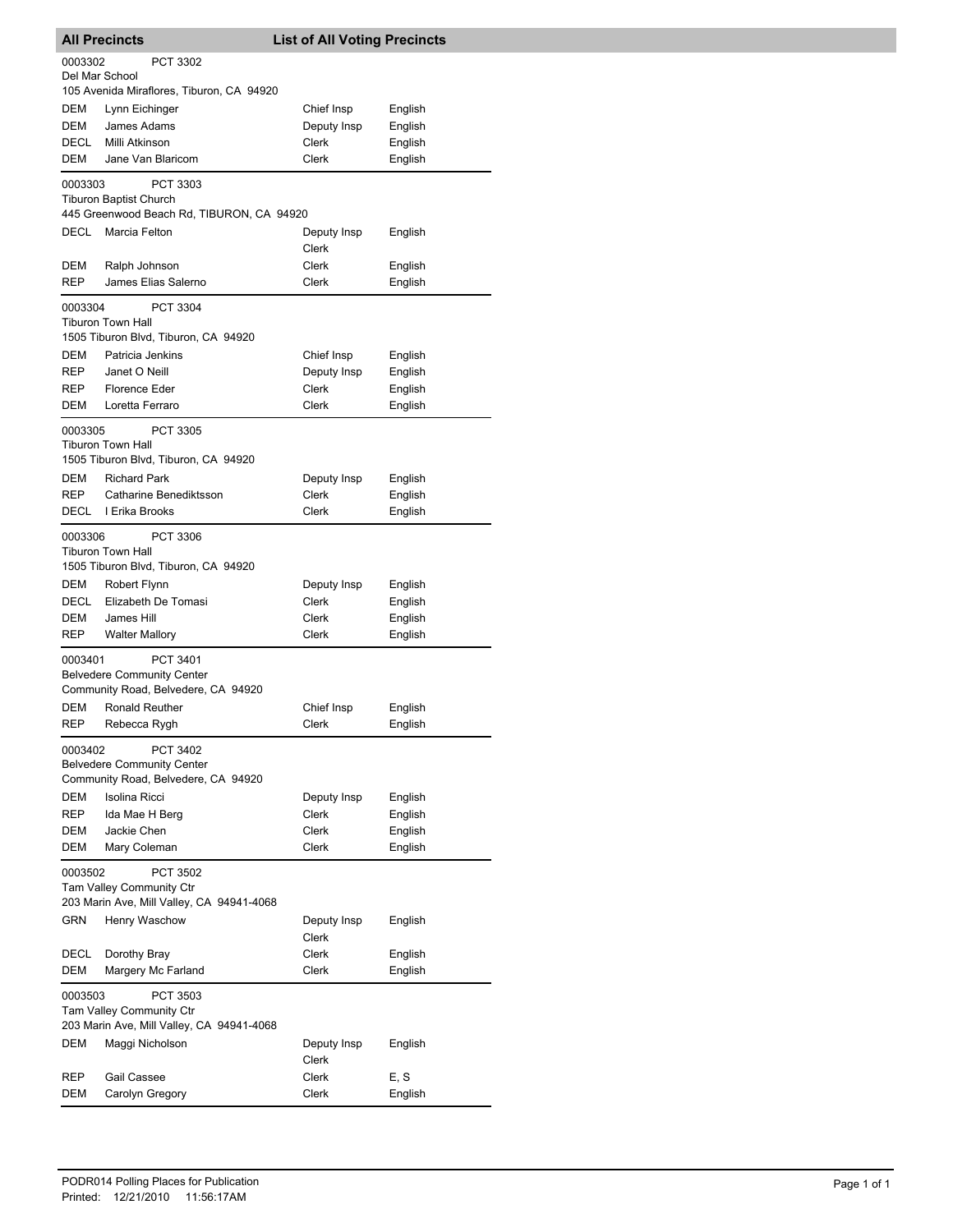## All Precincts — List of All Voting Precincts

0003302 PCT 3302
Del Mar School
105 Avenida Miraflores, Tiburon, CA 94920

| | | | |
|---|---|---|---|
| DEM | Lynn Eichinger | Chief Insp | English |
| DEM | James Adams | Deputy Insp | English |
| DECL | Milli Atkinson | Clerk | English |
| DEM | Jane Van Blaricom | Clerk | English |

0003303 PCT 3303
Tiburon Baptist Church
445 Greenwood Beach Rd, TIBURON, CA 94920

| | | | |
|---|---|---|---|
| DECL | Marcia Felton | Deputy Insp Clerk | English |
| DEM | Ralph Johnson | Clerk | English |
| REP | James Elias Salerno | Clerk | English |

0003304 PCT 3304
Tiburon Town Hall
1505 Tiburon Blvd, Tiburon, CA 94920

| | | | |
|---|---|---|---|
| DEM | Patricia Jenkins | Chief Insp | English |
| REP | Janet O Neill | Deputy Insp | English |
| REP | Florence Eder | Clerk | English |
| DEM | Loretta Ferraro | Clerk | English |

0003305 PCT 3305
Tiburon Town Hall
1505 Tiburon Blvd, Tiburon, CA 94920

| | | | |
|---|---|---|---|
| DEM | Richard Park | Deputy Insp | English |
| REP | Catharine Benediktsson | Clerk | English |
| DECL | I Erika Brooks | Clerk | English |

0003306 PCT 3306
Tiburon Town Hall
1505 Tiburon Blvd, Tiburon, CA 94920

| | | | |
|---|---|---|---|
| DEM | Robert Flynn | Deputy Insp | English |
| DECL | Elizabeth De Tomasi | Clerk | English |
| DEM | James Hill | Clerk | English |
| REP | Walter Mallory | Clerk | English |

0003401 PCT 3401
Belvedere Community Center
Community Road, Belvedere, CA 94920

| | | | |
|---|---|---|---|
| DEM | Ronald Reuther | Chief Insp | English |
| REP | Rebecca Rygh | Clerk | English |

0003402 PCT 3402
Belvedere Community Center
Community Road, Belvedere, CA 94920

| | | | |
|---|---|---|---|
| DEM | Isolina Ricci | Deputy Insp | English |
| REP | Ida Mae H Berg | Clerk | English |
| DEM | Jackie Chen | Clerk | English |
| DEM | Mary Coleman | Clerk | English |

0003502 PCT 3502
Tam Valley Community Ctr
203 Marin Ave, Mill Valley, CA 94941-4068

| | | | |
|---|---|---|---|
| GRN | Henry Waschow | Deputy Insp Clerk | English |
| DECL | Dorothy Bray | Clerk | English |
| DEM | Margery Mc Farland | Clerk | English |

0003503 PCT 3503
Tam Valley Community Ctr
203 Marin Ave, Mill Valley, CA 94941-4068

| | | | |
|---|---|---|---|
| DEM | Maggi Nicholson | Deputy Insp Clerk | English |
| REP | Gail Cassee | Clerk | E, S |
| DEM | Carolyn Gregory | Clerk | English |

PODR014 Polling Places for Publication
Printed: 12/21/2010 11:56:17AM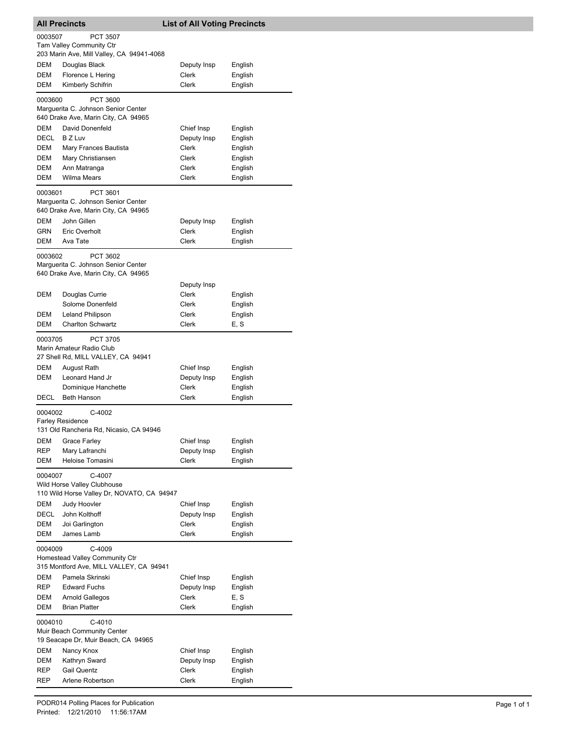**All Precincts** — **List of All Voting Precincts**

0003507 PCT 3507
Tam Valley Community Ctr
203 Marin Ave, Mill Valley, CA 94941-4068

| | | | |
|---|---|---|---|
| DEM | Douglas Black | Deputy Insp | English |
| DEM | Florence L Hering | Clerk | English |
| DEM | Kimberly Schifrin | Clerk | English |

0003600 PCT 3600
Marguerita C. Johnson Senior Center
640 Drake Ave, Marin City, CA 94965

| | | | |
|---|---|---|---|
| DEM | David Donenfeld | Chief Insp | English |
| DECL | B Z Luv | Deputy Insp | English |
| DEM | Mary Frances Bautista | Clerk | English |
| DEM | Mary Christiansen | Clerk | English |
| DEM | Ann Matranga | Clerk | English |
| DEM | Wilma Mears | Clerk | English |

0003601 PCT 3601
Marguerita C. Johnson Senior Center
640 Drake Ave, Marin City, CA 94965

| | | | |
|---|---|---|---|
| DEM | John Gillen | Deputy Insp | English |
| GRN | Eric Overholt | Clerk | English |
| DEM | Ava Tate | Clerk | English |

0003602 PCT 3602
Marguerita C. Johnson Senior Center
640 Drake Ave, Marin City, CA 94965

| | | | |
|---|---|---|---|
| | | Deputy Insp | |
| DEM | Douglas Currie | Clerk | English |
| | Solome Donenfeld | Clerk | English |
| DEM | Leland Philipson | Clerk | English |
| DEM | Charlton Schwartz | Clerk | E, S |

0003705 PCT 3705
Marin Amateur Radio Club
27 Shell Rd, MILL VALLEY, CA 94941

| | | | |
|---|---|---|---|
| DEM | August Rath | Chief Insp | English |
| DEM | Leonard Hand Jr | Deputy Insp | English |
| | Dominique Hanchette | Clerk | English |
| DECL | Beth Hanson | Clerk | English |

0004002 C-4002
Farley Residence
131 Old Rancheria Rd, Nicasio, CA 94946

| | | | |
|---|---|---|---|
| DEM | Grace Farley | Chief Insp | English |
| REP | Mary Lafranchi | Deputy Insp | English |
| DEM | Heloise Tomasini | Clerk | English |

0004007 C-4007
Wild Horse Valley Clubhouse
110 Wild Horse Valley Dr, NOVATO, CA 94947

| | | | |
|---|---|---|---|
| DEM | Judy Hoovler | Chief Insp | English |
| DECL | John Kolthoff | Deputy Insp | English |
| DEM | Joi Garlington | Clerk | English |
| DEM | James Lamb | Clerk | English |

0004009 C-4009
Homestead Valley Community Ctr
315 Montford Ave, MILL VALLEY, CA 94941

| | | | |
|---|---|---|---|
| DEM | Pamela Skrinski | Chief Insp | English |
| REP | Edward Fuchs | Deputy Insp | English |
| DEM | Arnold Gallegos | Clerk | E, S |
| DEM | Brian Platter | Clerk | English |

0004010 C-4010
Muir Beach Community Center
19 Seacape Dr, Muir Beach, CA 94965

| | | | |
|---|---|---|---|
| DEM | Nancy Knox | Chief Insp | English |
| DEM | Kathryn Sward | Deputy Insp | English |
| REP | Gail Quentz | Clerk | English |
| REP | Arlene Robertson | Clerk | English |

PODR014 Polling Places for Publication
Printed: 12/21/2010 11:56:17AM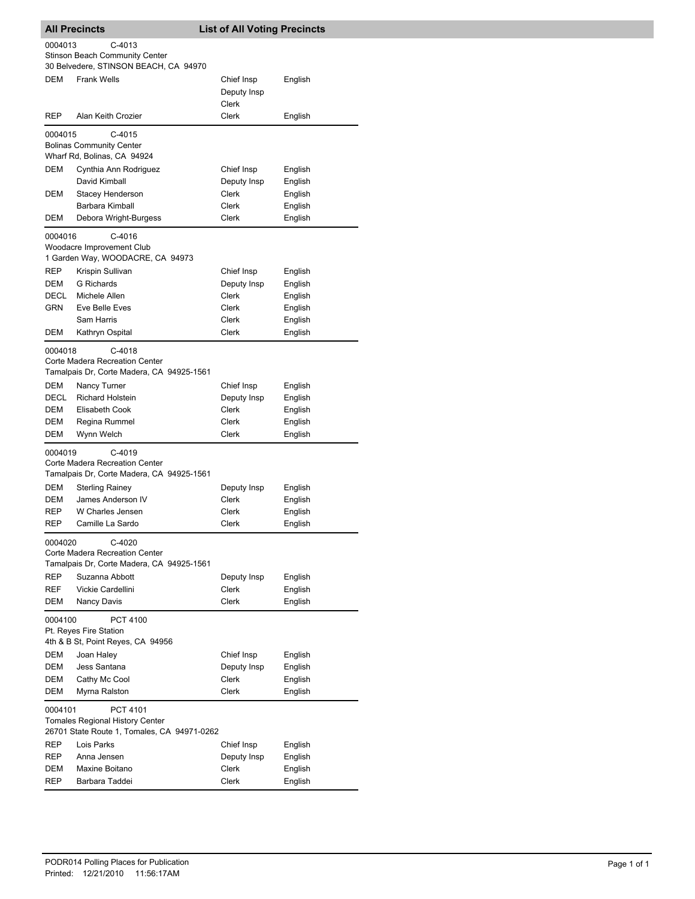## All Precincts — List of All Voting Precincts

**0004013 C-4013**
Stinson Beach Community Center
30 Belvedere, STINSON BEACH, CA 94970

| Party | Name | Position | Language |
|---|---|---|---|
| DEM | Frank Wells | Chief Insp | English |
| | | Deputy Insp | |
| | | Clerk | |
| REP | Alan Keith Crozier | Clerk | English |

**0004015 C-4015**
Bolinas Community Center
Wharf Rd, Bolinas, CA 94924

| Party | Name | Position | Language |
|---|---|---|---|
| DEM | Cynthia Ann Rodriguez | Chief Insp | English |
| | David Kimball | Deputy Insp | English |
| DEM | Stacey Henderson | Clerk | English |
| | Barbara Kimball | Clerk | English |
| DEM | Debora Wright-Burgess | Clerk | English |

**0004016 C-4016**
Woodacre Improvement Club
1 Garden Way, WOODACRE, CA 94973

| Party | Name | Position | Language |
|---|---|---|---|
| REP | Krispin Sullivan | Chief Insp | English |
| DEM | G Richards | Deputy Insp | English |
| DECL | Michele Allen | Clerk | English |
| GRN | Eve Belle Eves | Clerk | English |
| | Sam Harris | Clerk | English |
| DEM | Kathryn Ospital | Clerk | English |

**0004018 C-4018**
Corte Madera Recreation Center
Tamalpais Dr, Corte Madera, CA 94925-1561

| Party | Name | Position | Language |
|---|---|---|---|
| DEM | Nancy Turner | Chief Insp | English |
| DECL | Richard Holstein | Deputy Insp | English |
| DEM | Elisabeth Cook | Clerk | English |
| DEM | Regina Rummel | Clerk | English |
| DEM | Wynn Welch | Clerk | English |

**0004019 C-4019**
Corte Madera Recreation Center
Tamalpais Dr, Corte Madera, CA 94925-1561

| Party | Name | Position | Language |
|---|---|---|---|
| DEM | Sterling Rainey | Deputy Insp | English |
| DEM | James Anderson IV | Clerk | English |
| REP | W Charles Jensen | Clerk | English |
| REP | Camille La Sardo | Clerk | English |

**0004020 C-4020**
Corte Madera Recreation Center
Tamalpais Dr, Corte Madera, CA 94925-1561

| Party | Name | Position | Language |
|---|---|---|---|
| REP | Suzanna Abbott | Deputy Insp | English |
| REF | Vickie Cardellini | Clerk | English |
| DEM | Nancy Davis | Clerk | English |

**0004100 PCT 4100**
Pt. Reyes Fire Station
4th & B St, Point Reyes, CA 94956

| Party | Name | Position | Language |
|---|---|---|---|
| DEM | Joan Haley | Chief Insp | English |
| DEM | Jess Santana | Deputy Insp | English |
| DEM | Cathy Mc Cool | Clerk | English |
| DEM | Myrna Ralston | Clerk | English |

**0004101 PCT 4101**
Tomales Regional History Center
26701 State Route 1, Tomales, CA 94971-0262

| Party | Name | Position | Language |
|---|---|---|---|
| REP | Lois Parks | Chief Insp | English |
| REP | Anna Jensen | Deputy Insp | English |
| DEM | Maxine Boitano | Clerk | English |
| REP | Barbara Taddei | Clerk | English |

PODR014 Polling Places for Publication
Printed: 12/21/2010 11:56:17AM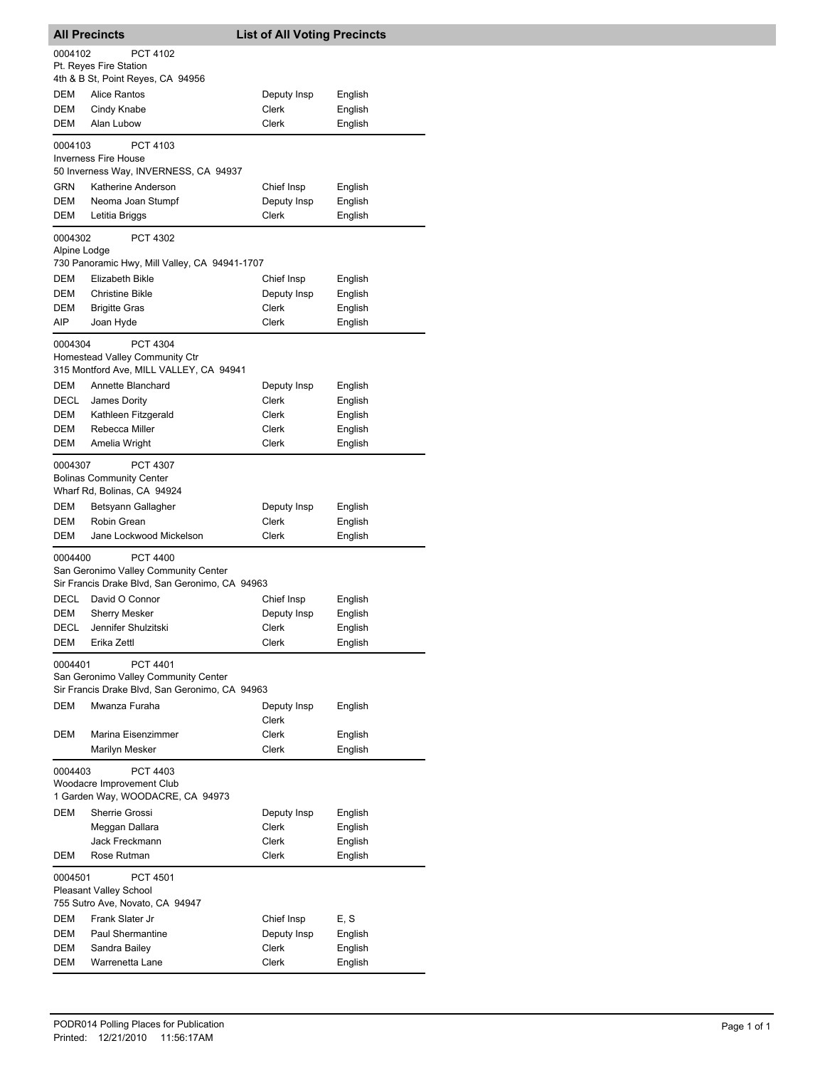## All Precincts — List of All Voting Precincts

**0004102 PCT 4102**
Pt. Reyes Fire Station
4th & B St, Point Reyes, CA 94956

| Party | Name | Position | Language |
|---|---|---|---|
| DEM | Alice Rantos | Deputy Insp | English |
| DEM | Cindy Knabe | Clerk | English |
| DEM | Alan Lubow | Clerk | English |

**0004103 PCT 4103**
Inverness Fire House
50 Inverness Way, INVERNESS, CA 94937

| Party | Name | Position | Language |
|---|---|---|---|
| GRN | Katherine Anderson | Chief Insp | English |
| DEM | Neoma Joan Stumpf | Deputy Insp | English |
| DEM | Letitia Briggs | Clerk | English |

**0004302 PCT 4302**
Alpine Lodge
730 Panoramic Hwy, Mill Valley, CA 94941-1707

| Party | Name | Position | Language |
|---|---|---|---|
| DEM | Elizabeth Bikle | Chief Insp | English |
| DEM | Christine Bikle | Deputy Insp | English |
| DEM | Brigitte Gras | Clerk | English |
| AIP | Joan Hyde | Clerk | English |

**0004304 PCT 4304**
Homestead Valley Community Ctr
315 Montford Ave, MILL VALLEY, CA 94941

| Party | Name | Position | Language |
|---|---|---|---|
| DEM | Annette Blanchard | Deputy Insp | English |
| DECL | James Dority | Clerk | English |
| DEM | Kathleen Fitzgerald | Clerk | English |
| DEM | Rebecca Miller | Clerk | English |
| DEM | Amelia Wright | Clerk | English |

**0004307 PCT 4307**
Bolinas Community Center
Wharf Rd, Bolinas, CA 94924

| Party | Name | Position | Language |
|---|---|---|---|
| DEM | Betsyann Gallagher | Deputy Insp | English |
| DEM | Robin Grean | Clerk | English |
| DEM | Jane Lockwood Mickelson | Clerk | English |

**0004400 PCT 4400**
San Geronimo Valley Community Center
Sir Francis Drake Blvd, San Geronimo, CA 94963

| Party | Name | Position | Language |
|---|---|---|---|
| DECL | David O Connor | Chief Insp | English |
| DEM | Sherry Mesker | Deputy Insp | English |
| DECL | Jennifer Shulzitski | Clerk | English |
| DEM | Erika Zettl | Clerk | English |

**0004401 PCT 4401**
San Geronimo Valley Community Center
Sir Francis Drake Blvd, San Geronimo, CA 94963

| Party | Name | Position | Language |
|---|---|---|---|
| DEM | Mwanza Furaha | Deputy Insp<br>Clerk | English |
| DEM | Marina Eisenzimmer | Clerk | English |
| | Marilyn Mesker | Clerk | English |

**0004403 PCT 4403**
Woodacre Improvement Club
1 Garden Way, WOODACRE, CA 94973

| Party | Name | Position | Language |
|---|---|---|---|
| DEM | Sherrie Grossi | Deputy Insp | English |
| | Meggan Dallara | Clerk | English |
| | Jack Freckmann | Clerk | English |
| DEM | Rose Rutman | Clerk | English |

**0004501 PCT 4501**
Pleasant Valley School
755 Sutro Ave, Novato, CA 94947

| Party | Name | Position | Language |
|---|---|---|---|
| DEM | Frank Slater Jr | Chief Insp | E, S |
| DEM | Paul Shermantine | Deputy Insp | English |
| DEM | Sandra Bailey | Clerk | English |
| DEM | Warrenetta Lane | Clerk | English |

PODR014 Polling Places for Publication
Printed: 12/21/2010 11:56:17AM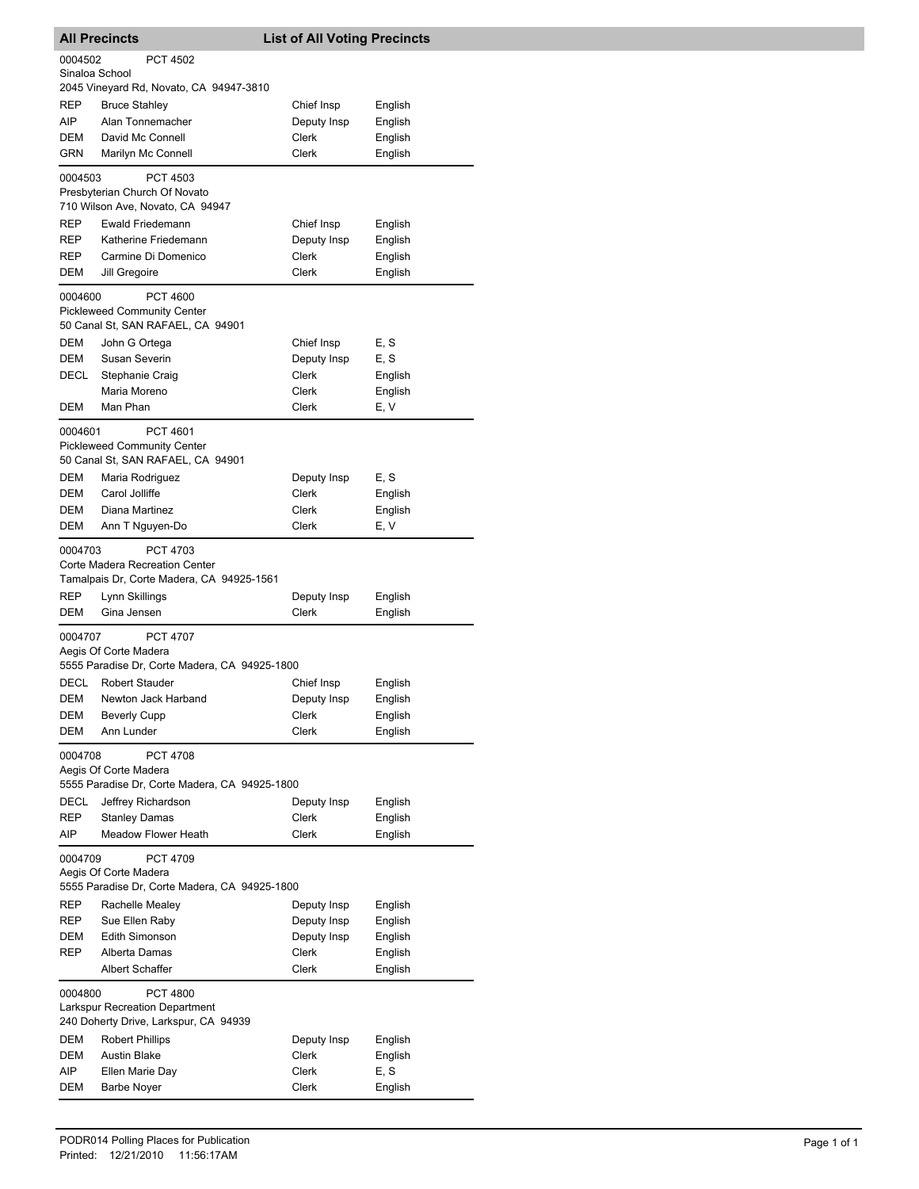## All Precincts — List of All Voting Precincts

**0004502** PCT 4502
Sinaloa School
2045 Vineyard Rd, Novato, CA 94947-3810

| Party | Name | Position | Language |
|---|---|---|---|
| REP | Bruce Stahley | Chief Insp | English |
| AIP | Alan Tonnemacher | Deputy Insp | English |
| DEM | David Mc Connell | Clerk | English |
| GRN | Marilyn Mc Connell | Clerk | English |

**0004503** PCT 4503
Presbyterian Church Of Novato
710 Wilson Ave, Novato, CA 94947

| Party | Name | Position | Language |
|---|---|---|---|
| REP | Ewald Friedemann | Chief Insp | English |
| REP | Katherine Friedemann | Deputy Insp | English |
| REP | Carmine Di Domenico | Clerk | English |
| DEM | Jill Gregoire | Clerk | English |

**0004600** PCT 4600
Pickleweed Community Center
50 Canal St, SAN RAFAEL, CA 94901

| Party | Name | Position | Language |
|---|---|---|---|
| DEM | John G Ortega | Chief Insp | E, S |
| DEM | Susan Severin | Deputy Insp | E, S |
| DECL | Stephanie Craig | Clerk | English |
| | Maria Moreno | Clerk | English |
| DEM | Man Phan | Clerk | E, V |

**0004601** PCT 4601
Pickleweed Community Center
50 Canal St, SAN RAFAEL, CA 94901

| Party | Name | Position | Language |
|---|---|---|---|
| DEM | Maria Rodriguez | Deputy Insp | E, S |
| DEM | Carol Jolliffe | Clerk | English |
| DEM | Diana Martinez | Clerk | English |
| DEM | Ann T Nguyen-Do | Clerk | E, V |

**0004703** PCT 4703
Corte Madera Recreation Center
Tamalpais Dr, Corte Madera, CA 94925-1561

| Party | Name | Position | Language |
|---|---|---|---|
| REP | Lynn Skillings | Deputy Insp | English |
| DEM | Gina Jensen | Clerk | English |

**0004707** PCT 4707
Aegis Of Corte Madera
5555 Paradise Dr, Corte Madera, CA 94925-1800

| Party | Name | Position | Language |
|---|---|---|---|
| DECL | Robert Stauder | Chief Insp | English |
| DEM | Newton Jack Harband | Deputy Insp | English |
| DEM | Beverly Cupp | Clerk | English |
| DEM | Ann Lunder | Clerk | English |

**0004708** PCT 4708
Aegis Of Corte Madera
5555 Paradise Dr, Corte Madera, CA 94925-1800

| Party | Name | Position | Language |
|---|---|---|---|
| DECL | Jeffrey Richardson | Deputy Insp | English |
| REP | Stanley Damas | Clerk | English |
| AIP | Meadow Flower Heath | Clerk | English |

**0004709** PCT 4709
Aegis Of Corte Madera
5555 Paradise Dr, Corte Madera, CA 94925-1800

| Party | Name | Position | Language |
|---|---|---|---|
| REP | Rachelle Mealey | Deputy Insp | English |
| REP | Sue Ellen Raby | Deputy Insp | English |
| DEM | Edith Simonson | Deputy Insp | English |
| REP | Alberta Damas | Clerk | English |
| | Albert Schaffer | Clerk | English |

**0004800** PCT 4800
Larkspur Recreation Department
240 Doherty Drive, Larkspur, CA 94939

| Party | Name | Position | Language |
|---|---|---|---|
| DEM | Robert Phillips | Deputy Insp | English |
| DEM | Austin Blake | Clerk | English |
| AIP | Ellen Marie Day | Clerk | E, S |
| DEM | Barbe Noyer | Clerk | English |

PODR014 Polling Places for Publication
Printed: 12/21/2010 11:56:17AM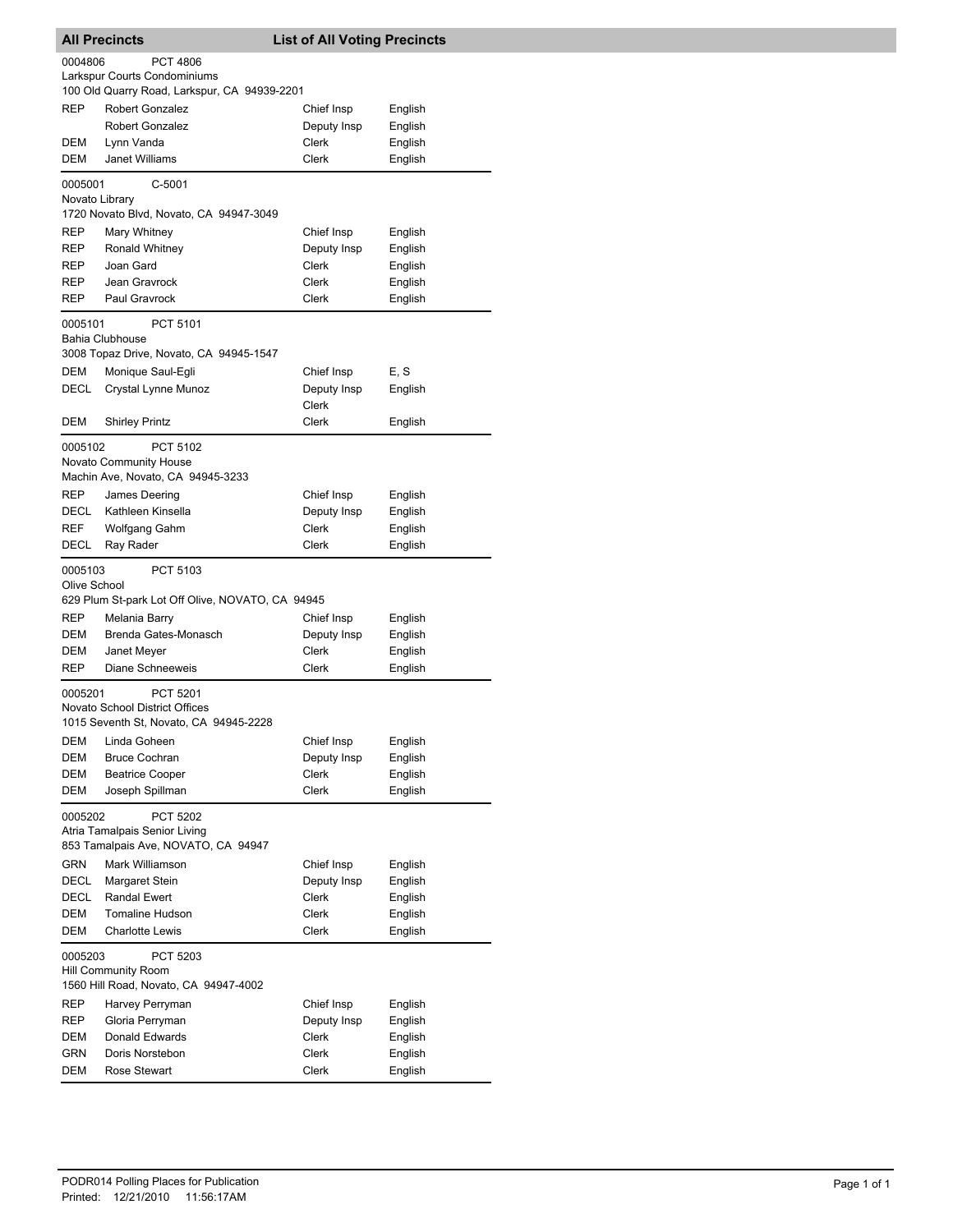## All Precincts — List of All Voting Precincts

**0004806** PCT 4806
Larkspur Courts Condominiums
100 Old Quarry Road, Larkspur, CA 94939-2201

| | | | |
|---|---|---|---|
| REP | Robert Gonzalez | Chief Insp | English |
| | Robert Gonzalez | Deputy Insp | English |
| DEM | Lynn Vanda | Clerk | English |
| DEM | Janet Williams | Clerk | English |

**0005001** C-5001
Novato Library
1720 Novato Blvd, Novato, CA 94947-3049

| | | | |
|---|---|---|---|
| REP | Mary Whitney | Chief Insp | English |
| REP | Ronald Whitney | Deputy Insp | English |
| REP | Joan Gard | Clerk | English |
| REP | Jean Gravrock | Clerk | English |
| REP | Paul Gravrock | Clerk | English |

**0005101** PCT 5101
Bahia Clubhouse
3008 Topaz Drive, Novato, CA 94945-1547

| | | | |
|---|---|---|---|
| DEM | Monique Saul-Egli | Chief Insp | E, S |
| DECL | Crystal Lynne Munoz | Deputy Insp Clerk | English |
| DEM | Shirley Printz | Clerk | English |

**0005102** PCT 5102
Novato Community House
Machin Ave, Novato, CA 94945-3233

| | | | |
|---|---|---|---|
| REP | James Deering | Chief Insp | English |
| DECL | Kathleen Kinsella | Deputy Insp | English |
| REF | Wolfgang Gahm | Clerk | English |
| DECL | Ray Rader | Clerk | English |

**0005103** PCT 5103
Olive School
629 Plum St-park Lot Off Olive, NOVATO, CA 94945

| | | | |
|---|---|---|---|
| REP | Melania Barry | Chief Insp | English |
| DEM | Brenda Gates-Monasch | Deputy Insp | English |
| DEM | Janet Meyer | Clerk | English |
| REP | Diane Schneeweis | Clerk | English |

**0005201** PCT 5201
Novato School District Offices
1015 Seventh St, Novato, CA 94945-2228

| | | | |
|---|---|---|---|
| DEM | Linda Goheen | Chief Insp | English |
| DEM | Bruce Cochran | Deputy Insp | English |
| DEM | Beatrice Cooper | Clerk | English |
| DEM | Joseph Spillman | Clerk | English |

**0005202** PCT 5202
Atria Tamalpais Senior Living
853 Tamalpais Ave, NOVATO, CA 94947

| | | | |
|---|---|---|---|
| GRN | Mark Williamson | Chief Insp | English |
| DECL | Margaret Stein | Deputy Insp | English |
| DECL | Randal Ewert | Clerk | English |
| DEM | Tomaline Hudson | Clerk | English |
| DEM | Charlotte Lewis | Clerk | English |

**0005203** PCT 5203
Hill Community Room
1560 Hill Road, Novato, CA 94947-4002

| | | | |
|---|---|---|---|
| REP | Harvey Perryman | Chief Insp | English |
| REP | Gloria Perryman | Deputy Insp | English |
| DEM | Donald Edwards | Clerk | English |
| GRN | Doris Norstebon | Clerk | English |
| DEM | Rose Stewart | Clerk | English |

PODR014 Polling Places for Publication
Printed: 12/21/2010 11:56:17AM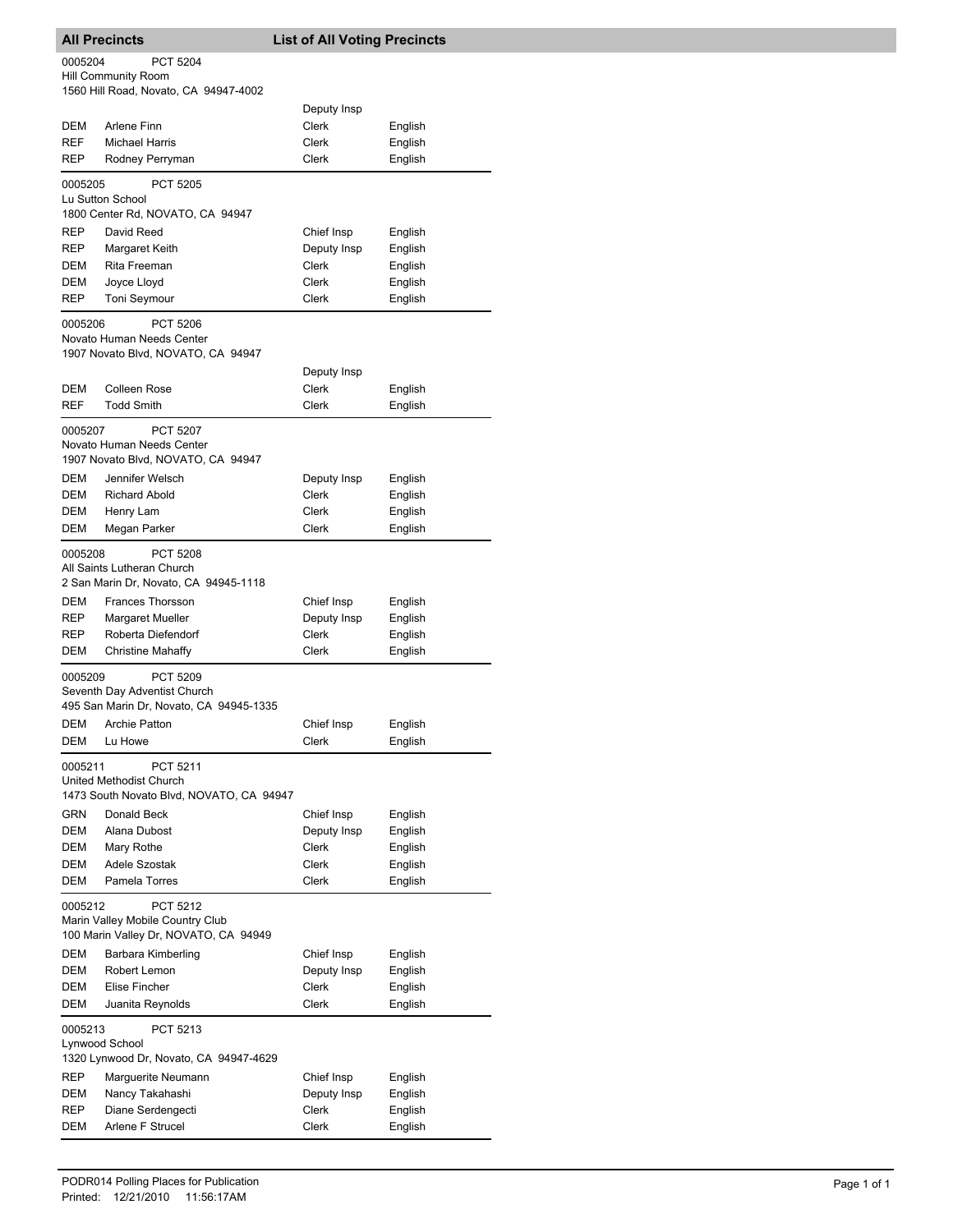## All Precincts — List of All Voting Precincts

**0005204** PCT 5204
Hill Community Room
1560 Hill Road, Novato, CA 94947-4002

| Party | Name | Position | Language |
|---|---|---|---|
| | | Deputy Insp | |
| DEM | Arlene Finn | Clerk | English |
| REF | Michael Harris | Clerk | English |
| REP | Rodney Perryman | Clerk | English |

**0005205** PCT 5205
Lu Sutton School
1800 Center Rd, NOVATO, CA 94947

| Party | Name | Position | Language |
|---|---|---|---|
| REP | David Reed | Chief Insp | English |
| REP | Margaret Keith | Deputy Insp | English |
| DEM | Rita Freeman | Clerk | English |
| DEM | Joyce Lloyd | Clerk | English |
| REP | Toni Seymour | Clerk | English |

**0005206** PCT 5206
Novato Human Needs Center
1907 Novato Blvd, NOVATO, CA 94947

| Party | Name | Position | Language |
|---|---|---|---|
| | | Deputy Insp | |
| DEM | Colleen Rose | Clerk | English |
| REF | Todd Smith | Clerk | English |

**0005207** PCT 5207
Novato Human Needs Center
1907 Novato Blvd, NOVATO, CA 94947

| Party | Name | Position | Language |
|---|---|---|---|
| DEM | Jennifer Welsch | Deputy Insp | English |
| DEM | Richard Abold | Clerk | English |
| DEM | Henry Lam | Clerk | English |
| DEM | Megan Parker | Clerk | English |

**0005208** PCT 5208
All Saints Lutheran Church
2 San Marin Dr, Novato, CA 94945-1118

| Party | Name | Position | Language |
|---|---|---|---|
| DEM | Frances Thorsson | Chief Insp | English |
| REP | Margaret Mueller | Deputy Insp | English |
| REP | Roberta Diefendorf | Clerk | English |
| DEM | Christine Mahaffy | Clerk | English |

**0005209** PCT 5209
Seventh Day Adventist Church
495 San Marin Dr, Novato, CA 94945-1335

| Party | Name | Position | Language |
|---|---|---|---|
| DEM | Archie Patton | Chief Insp | English |
| DEM | Lu Howe | Clerk | English |

**0005211** PCT 5211
United Methodist Church
1473 South Novato Blvd, NOVATO, CA 94947

| Party | Name | Position | Language |
|---|---|---|---|
| GRN | Donald Beck | Chief Insp | English |
| DEM | Alana Dubost | Deputy Insp | English |
| DEM | Mary Rothe | Clerk | English |
| DEM | Adele Szostak | Clerk | English |
| DEM | Pamela Torres | Clerk | English |

**0005212** PCT 5212
Marin Valley Mobile Country Club
100 Marin Valley Dr, NOVATO, CA 94949

| Party | Name | Position | Language |
|---|---|---|---|
| DEM | Barbara Kimberling | Chief Insp | English |
| DEM | Robert Lemon | Deputy Insp | English |
| DEM | Elise Fincher | Clerk | English |
| DEM | Juanita Reynolds | Clerk | English |

**0005213** PCT 5213
Lynwood School
1320 Lynwood Dr, Novato, CA 94947-4629

| Party | Name | Position | Language |
|---|---|---|---|
| REP | Marguerite Neumann | Chief Insp | English |
| DEM | Nancy Takahashi | Deputy Insp | English |
| REP | Diane Serdengecti | Clerk | English |
| DEM | Arlene F Strucel | Clerk | English |

PODR014 Polling Places for Publication
Printed: 12/21/2010 11:56:17AM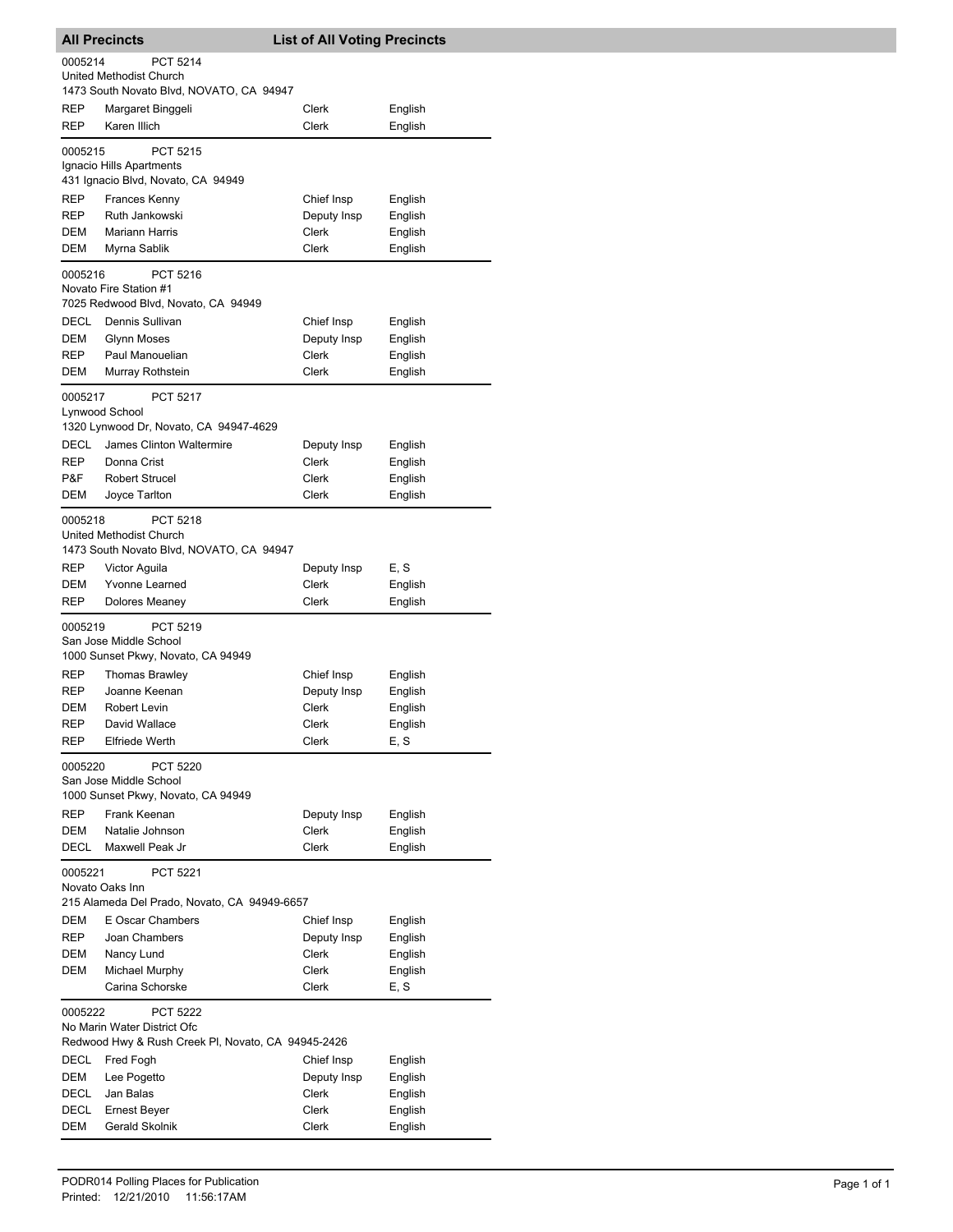## All Precincts — List of All Voting Precincts

**0005214** PCT 5214
United Methodist Church
1473 South Novato Blvd, NOVATO, CA 94947

| | | | |
|---|---|---|---|
| REP | Margaret Binggeli | Clerk | English |
| REP | Karen Illich | Clerk | English |

**0005215** PCT 5215
Ignacio Hills Apartments
431 Ignacio Blvd, Novato, CA 94949

| | | | |
|---|---|---|---|
| REP | Frances Kenny | Chief Insp | English |
| REP | Ruth Jankowski | Deputy Insp | English |
| DEM | Mariann Harris | Clerk | English |
| DEM | Myrna Sablik | Clerk | English |

**0005216** PCT 5216
Novato Fire Station #1
7025 Redwood Blvd, Novato, CA 94949

| | | | |
|---|---|---|---|
| DECL | Dennis Sullivan | Chief Insp | English |
| DEM | Glynn Moses | Deputy Insp | English |
| REP | Paul Manouelian | Clerk | English |
| DEM | Murray Rothstein | Clerk | English |

**0005217** PCT 5217
Lynwood School
1320 Lynwood Dr, Novato, CA 94947-4629

| | | | |
|---|---|---|---|
| DECL | James Clinton Waltermire | Deputy Insp | English |
| REP | Donna Crist | Clerk | English |
| P&F | Robert Strucel | Clerk | English |
| DEM | Joyce Tarlton | Clerk | English |

**0005218** PCT 5218
United Methodist Church
1473 South Novato Blvd, NOVATO, CA 94947

| | | | |
|---|---|---|---|
| REP | Victor Aguila | Deputy Insp | E, S |
| DEM | Yvonne Learned | Clerk | English |
| REP | Dolores Meaney | Clerk | English |

**0005219** PCT 5219
San Jose Middle School
1000 Sunset Pkwy, Novato, CA 94949

| | | | |
|---|---|---|---|
| REP | Thomas Brawley | Chief Insp | English |
| REP | Joanne Keenan | Deputy Insp | English |
| DEM | Robert Levin | Clerk | English |
| REP | David Wallace | Clerk | English |
| REP | Elfriede Werth | Clerk | E, S |

**0005220** PCT 5220
San Jose Middle School
1000 Sunset Pkwy, Novato, CA 94949

| | | | |
|---|---|---|---|
| REP | Frank Keenan | Deputy Insp | English |
| DEM | Natalie Johnson | Clerk | English |
| DECL | Maxwell Peak Jr | Clerk | English |

**0005221** PCT 5221
Novato Oaks Inn
215 Alameda Del Prado, Novato, CA 94949-6657

| | | | |
|---|---|---|---|
| DEM | E Oscar Chambers | Chief Insp | English |
| REP | Joan Chambers | Deputy Insp | English |
| DEM | Nancy Lund | Clerk | English |
| DEM | Michael Murphy | Clerk | English |
| | Carina Schorske | Clerk | E, S |

**0005222** PCT 5222
No Marin Water District Ofc
Redwood Hwy & Rush Creek Pl, Novato, CA 94945-2426

| | | | |
|---|---|---|---|
| DECL | Fred Fogh | Chief Insp | English |
| DEM | Lee Pogetto | Deputy Insp | English |
| DECL | Jan Balas | Clerk | English |
| DECL | Ernest Beyer | Clerk | English |
| DEM | Gerald Skolnik | Clerk | English |

PODR014 Polling Places for Publication
Printed: 12/21/2010 11:56:17AM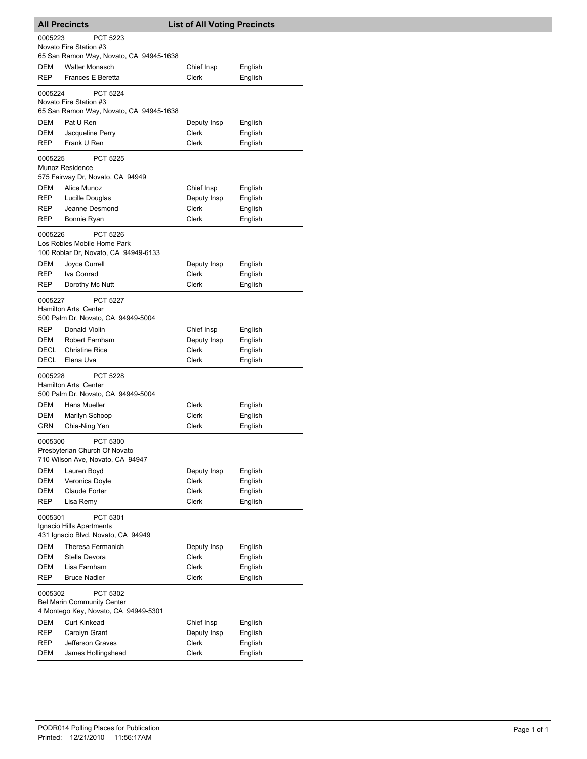## All Precincts — List of All Voting Precincts

**0005223 PCT 5223**
Novato Fire Station #3
65 San Ramon Way, Novato, CA 94945-1638

| Party | Name | Position | Language |
|---|---|---|---|
| DEM | Walter Monasch | Chief Insp | English |
| REP | Frances E Beretta | Clerk | English |

**0005224 PCT 5224**
Novato Fire Station #3
65 San Ramon Way, Novato, CA 94945-1638

| Party | Name | Position | Language |
|---|---|---|---|
| DEM | Pat U Ren | Deputy Insp | English |
| DEM | Jacqueline Perry | Clerk | English |
| REP | Frank U Ren | Clerk | English |

**0005225 PCT 5225**
Munoz Residence
575 Fairway Dr, Novato, CA 94949

| Party | Name | Position | Language |
|---|---|---|---|
| DEM | Alice Munoz | Chief Insp | English |
| REP | Lucille Douglas | Deputy Insp | English |
| REP | Jeanne Desmond | Clerk | English |
| REP | Bonnie Ryan | Clerk | English |

**0005226 PCT 5226**
Los Robles Mobile Home Park
100 Roblar Dr, Novato, CA 94949-6133

| Party | Name | Position | Language |
|---|---|---|---|
| DEM | Joyce Currell | Deputy Insp | English |
| REP | Iva Conrad | Clerk | English |
| REP | Dorothy Mc Nutt | Clerk | English |

**0005227 PCT 5227**
Hamilton Arts Center
500 Palm Dr, Novato, CA 94949-5004

| Party | Name | Position | Language |
|---|---|---|---|
| REP | Donald Violin | Chief Insp | English |
| DEM | Robert Farnham | Deputy Insp | English |
| DECL | Christine Rice | Clerk | English |
| DECL | Elena Uva | Clerk | English |

**0005228 PCT 5228**
Hamilton Arts Center
500 Palm Dr, Novato, CA 94949-5004

| Party | Name | Position | Language |
|---|---|---|---|
| DEM | Hans Mueller | Clerk | English |
| DEM | Marilyn Schoop | Clerk | English |
| GRN | Chia-Ning Yen | Clerk | English |

**0005300 PCT 5300**
Presbyterian Church Of Novato
710 Wilson Ave, Novato, CA 94947

| Party | Name | Position | Language |
|---|---|---|---|
| DEM | Lauren Boyd | Deputy Insp | English |
| DEM | Veronica Doyle | Clerk | English |
| DEM | Claude Forter | Clerk | English |
| REP | Lisa Remy | Clerk | English |

**0005301 PCT 5301**
Ignacio Hills Apartments
431 Ignacio Blvd, Novato, CA 94949

| Party | Name | Position | Language |
|---|---|---|---|
| DEM | Theresa Fermanich | Deputy Insp | English |
| DEM | Stella Devora | Clerk | English |
| DEM | Lisa Farnham | Clerk | English |
| REP | Bruce Nadler | Clerk | English |

**0005302 PCT 5302**
Bel Marin Community Center
4 Montego Key, Novato, CA 94949-5301

| Party | Name | Position | Language |
|---|---|---|---|
| DEM | Curt Kinkead | Chief Insp | English |
| REP | Carolyn Grant | Deputy Insp | English |
| REP | Jefferson Graves | Clerk | English |
| DEM | James Hollingshead | Clerk | English |

PODR014 Polling Places for Publication
Printed: 12/21/2010 11:56:17AM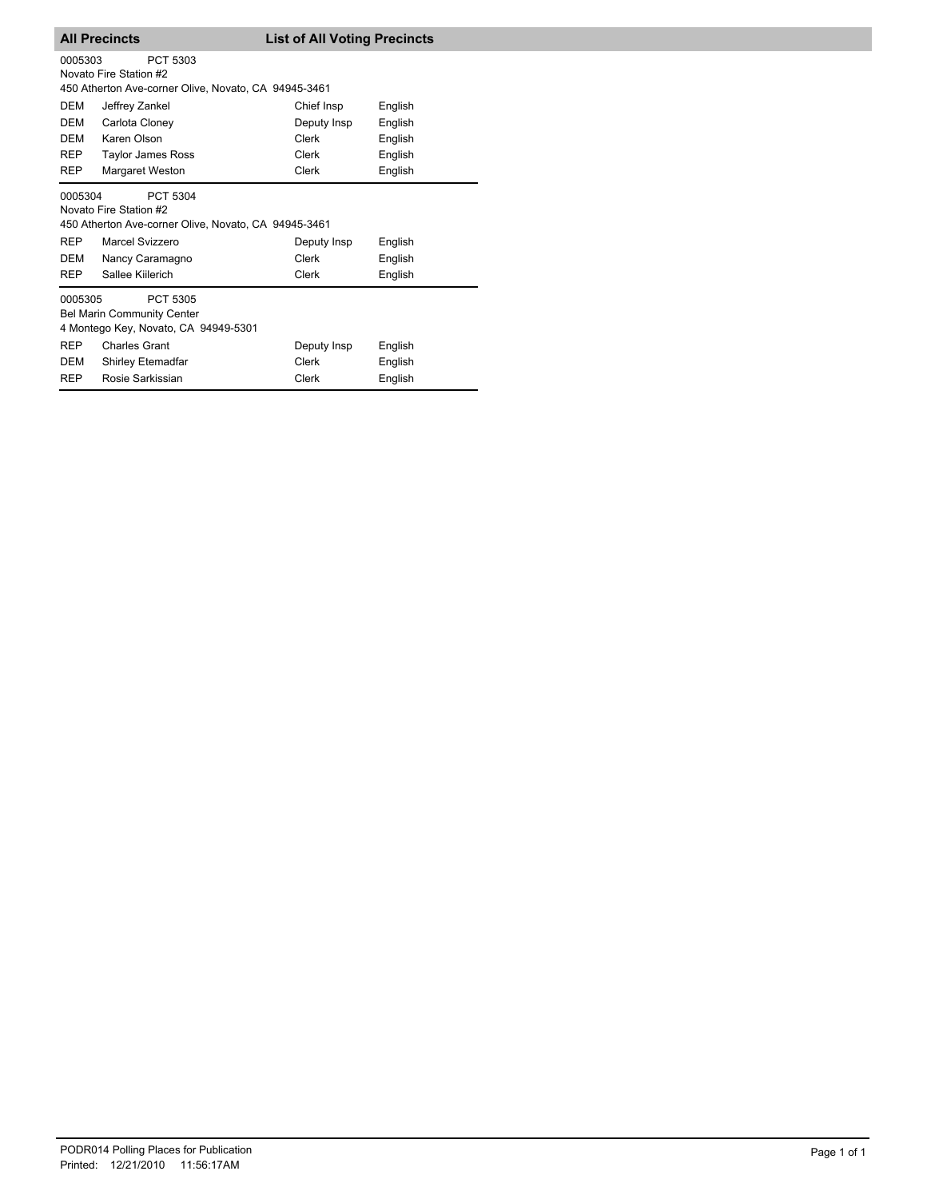## All Precincts — List of All Voting Precincts

0005303 PCT 5303
Novato Fire Station #2
450 Atherton Ave-corner Olive, Novato, CA 94945-3461

| | | | |
|---|---|---|---|
| DEM | Jeffrey Zankel | Chief Insp | English |
| DEM | Carlota Cloney | Deputy Insp | English |
| DEM | Karen Olson | Clerk | English |
| REP | Taylor James Ross | Clerk | English |
| REP | Margaret Weston | Clerk | English |

0005304 PCT 5304
Novato Fire Station #2
450 Atherton Ave-corner Olive, Novato, CA 94945-3461

| | | | |
|---|---|---|---|
| REP | Marcel Svizzero | Deputy Insp | English |
| DEM | Nancy Caramagno | Clerk | English |
| REP | Sallee Kiilerich | Clerk | English |

0005305 PCT 5305
Bel Marin Community Center
4 Montego Key, Novato, CA 94949-5301

| | | | |
|---|---|---|---|
| REP | Charles Grant | Deputy Insp | English |
| DEM | Shirley Etemadfar | Clerk | English |
| REP | Rosie Sarkissian | Clerk | English |

PODR014 Polling Places for Publication
Printed: 12/21/2010 11:56:17AM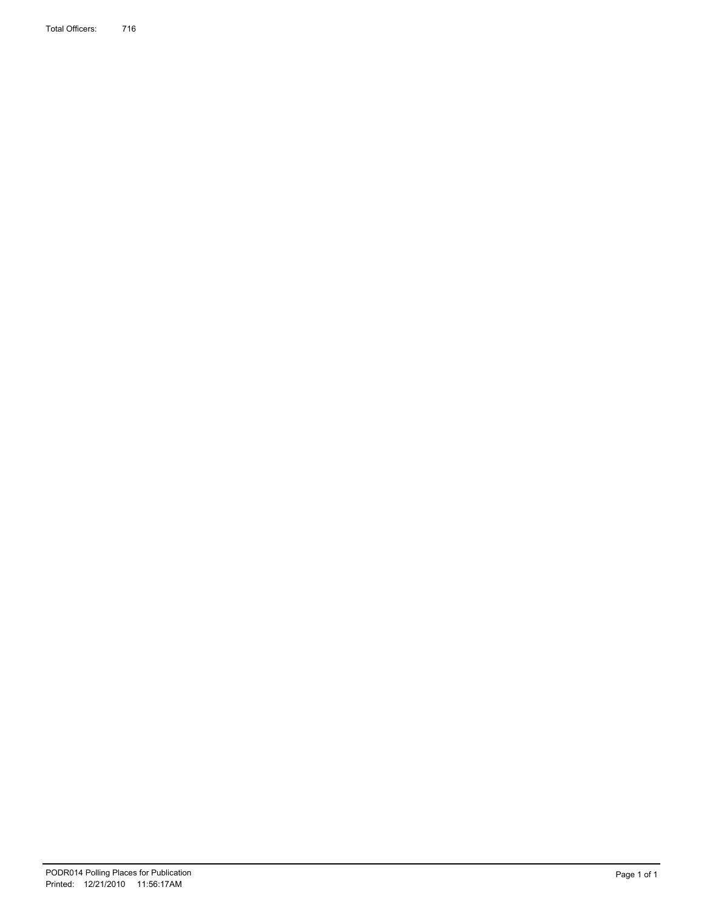Total Officers: 716